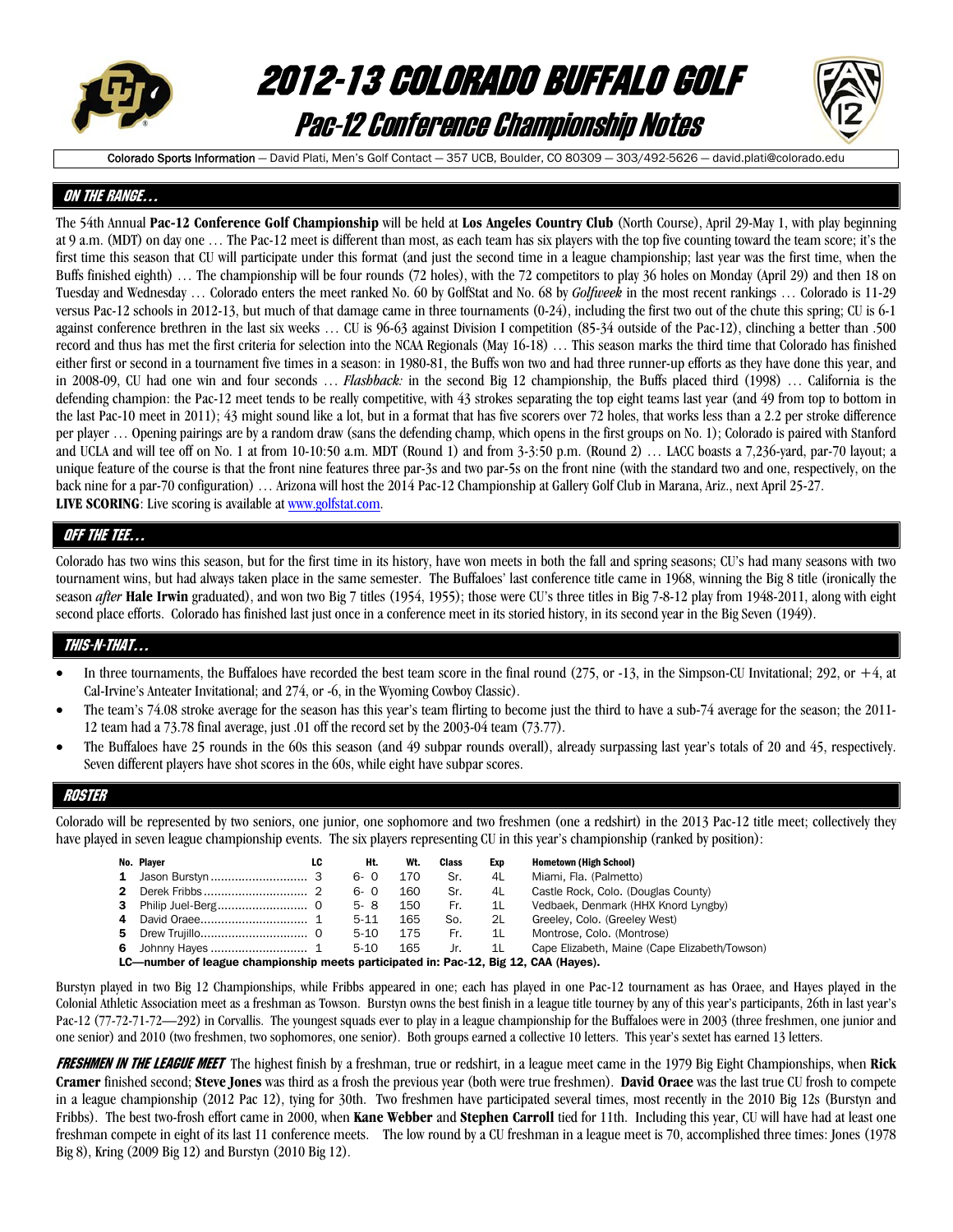# 2012-13 COLORADO BUFFALO GOLF

## Pac-12 Conference Championship Notes

Colorado Sports Information — David Plati, Men's Golf Contact — 357 UCB, Boulder, CO 80309 — 303/492-5626 — david.plati@colorado.edu

### *ON THE RANGE…*

The 54th Annual **Pac-12 Conference Golf Championship** will be held at **Los Angeles Country Club** (North Course), April 29-May 1, with play beginning at 9 a.m. (MDT) on day one … The Pac-12 meet is different than most, as each team has six players with the top five counting toward the team score; it's the first time this season that CU will participate under this format (and just the second time in a league championship; last year was the first time, when the Buffs finished eighth) … The championship will be four rounds (72 holes), with the 72 competitors to play 36 holes on Monday (April 29) and then 18 on Tuesday and Wednesday … Colorado enters the meet ranked No. 60 by GolfStat and No. 68 by *Golfweek* in the most recent rankings … Colorado is 11-29 versus Pac-12 schools in 2012-13, but much of that damage came in three tournaments (0-24), including the first two out of the chute this spring; CU is 6-1 against conference brethren in the last six weeks … CU is 96-63 against Division I competition (85-34 outside of the Pac-12), clinching a better than .500 record and thus has met the first criteria for selection into the NCAA Regionals (May 16-18) … This season marks the third time that Colorado has finished either first or second in a tournament five times in a season: in 1980-81, the Buffs won two and had three runner-up efforts as they have done this year, and in 2008-09, CU had one win and four seconds … *Flashback:* in the second Big 12 championship, the Buffs placed third (1998) … California is the defending champion: the Pac-12 meet tends to be really competitive, with 43 strokes separating the top eight teams last year (and 49 from top to bottom in the last Pac-10 meet in 2011); 43 might sound like a lot, but in a format that has five scorers over 72 holes, that works less than a 2.2 per stroke difference per player … Opening pairings are by a random draw (sans the defending champ, which opens in the first groups on No. 1); Colorado is paired with Stanford and UCLA and will tee off on No. 1 at from 10-10:50 a.m. MDT (Round 1) and from 3-3:50 p.m. (Round 2) … LACC boasts a 7,236-yard, par-70 layout; a unique feature of the course is that the front nine features three par-3s and two par-5s on the front nine (with the standard two and one, respectively, on the back nine for a par-70 configuration) … Arizona will host the 2014 Pac-12 Championship at Gallery Golf Club in Marana, Ariz., next April 25-27.

**LIVE SCORING**: Live scoring is available at www.golfstat.com.

### *OFF THE TEE…*

Colorado has two wins this season, but for the first time in its history, have won meets in both the fall and spring seasons; CU's had many seasons with two tournament wins, but had always taken place in the same semester. The Buffaloes' last conference title came in 1968, winning the Big 8 title (ironically the season *after* **Hale Irwin** graduated), and won two Big 7 titles (1954, 1955); those were CU's three titles in Big 7-8-12 play from 1948-2011, along with eight second place efforts. Colorado has finished last just once in a conference meet in its storied history, in its second year in the Big Seven (1949).

### *THIS-N-THAT…*

- In three tournaments, the Buffaloes have recorded the best team score in the final round (275, or -13, in the Simpson-CU Invitational; 292, or +4, at Cal-Irvine's Anteater Invitational; and 274, or -6, in the Wyoming Cowboy Classic).
- The team's 74.08 stroke average for the season has this year's team flirting to become just the third to have a sub-74 average for the season; the 2011-12 team had a 73.78 final average, just .01 off the record set by the 2003-04 team (73.77).
- The Buffaloes have 25 rounds in the 60s this season (and 49 subpar rounds overall), already surpassing last year's totals of 20 and 45, respectively. Seven different players have shot scores in the 60s, while eight have subpar scores.

### *ROSTER*

Colorado will be represented by two seniors, one junior, one sophomore and two freshmen (one a redshirt) in the 2013 Pac-12 title meet; collectively they have played in seven league championship events. The six players representing CU in this year's championship (ranked by position):

| No. | Player | LC | Ht. | Wt. | Class | Exp | Hometown (High School) |
|---|---|---|---|---|---|---|---|
| 1 | Jason Burstyn | 3 | 6- 0 | 170 | Sr. | 4L | Miami, Fla. (Palmetto) |
| 2 | Derek Fribbs | 2 | 6- 0 | 160 | Sr. | 4L | Castle Rock, Colo. (Douglas County) |
| 3 | Philip Juel-Berg | 0 | 5- 8 | 150 | Fr. | 1L | Vedbaek, Denmark (HHX Knord Lyngby) |
| 4 | David Oraee | 1 | 5-11 | 165 | So. | 2L | Greeley, Colo. (Greeley West) |
| 5 | Drew Trujillo | 0 | 5-10 | 175 | Fr. | 1L | Montrose, Colo. (Montrose) |
| 6 | Johnny Hayes | 1 | 5-10 | 165 | Jr. | 1L | Cape Elizabeth, Maine (Cape Elizabeth/Towson) |

**LC—number of league championship meets participated in: Pac-12, Big 12, CAA (Hayes).**

Burstyn played in two Big 12 Championships, while Fribbs appeared in one; each has played in one Pac-12 tournament as has Oraee, and Hayes played in the Colonial Athletic Association meet as a freshman as Towson. Burstyn owns the best finish in a league title tourney by any of this year's participants, 26th in last year's Pac-12 (77-72-71-72—292) in Corvallis. The youngest squads ever to play in a league championship for the Buffaloes were in 2003 (three freshmen, one junior and one senior) and 2010 (two freshmen, two sophomores, one senior). Both groups earned a collective 10 letters. This year's sextet has earned 13 letters.

***FRESHMEN IN THE LEAGUE MEET*** The highest finish by a freshman, true or redshirt, in a league meet came in the 1979 Big Eight Championships, when **Rick Cramer** finished second; **Steve Jones** was third as a frosh the previous year (both were true freshmen). **David Oraee** was the last true CU frosh to compete in a league championship (2012 Pac 12), tying for 30th. Two freshmen have participated several times, most recently in the 2010 Big 12s (Burstyn and Fribbs). The best two-frosh effort came in 2000, when **Kane Webber** and **Stephen Carroll** tied for 11th. Including this year, CU will have had at least one freshman compete in eight of its last 11 conference meets. The low round by a CU freshman in a league meet is 70, accomplished three times: Jones (1978 Big 8), Kring (2009 Big 12) and Burstyn (2010 Big 12).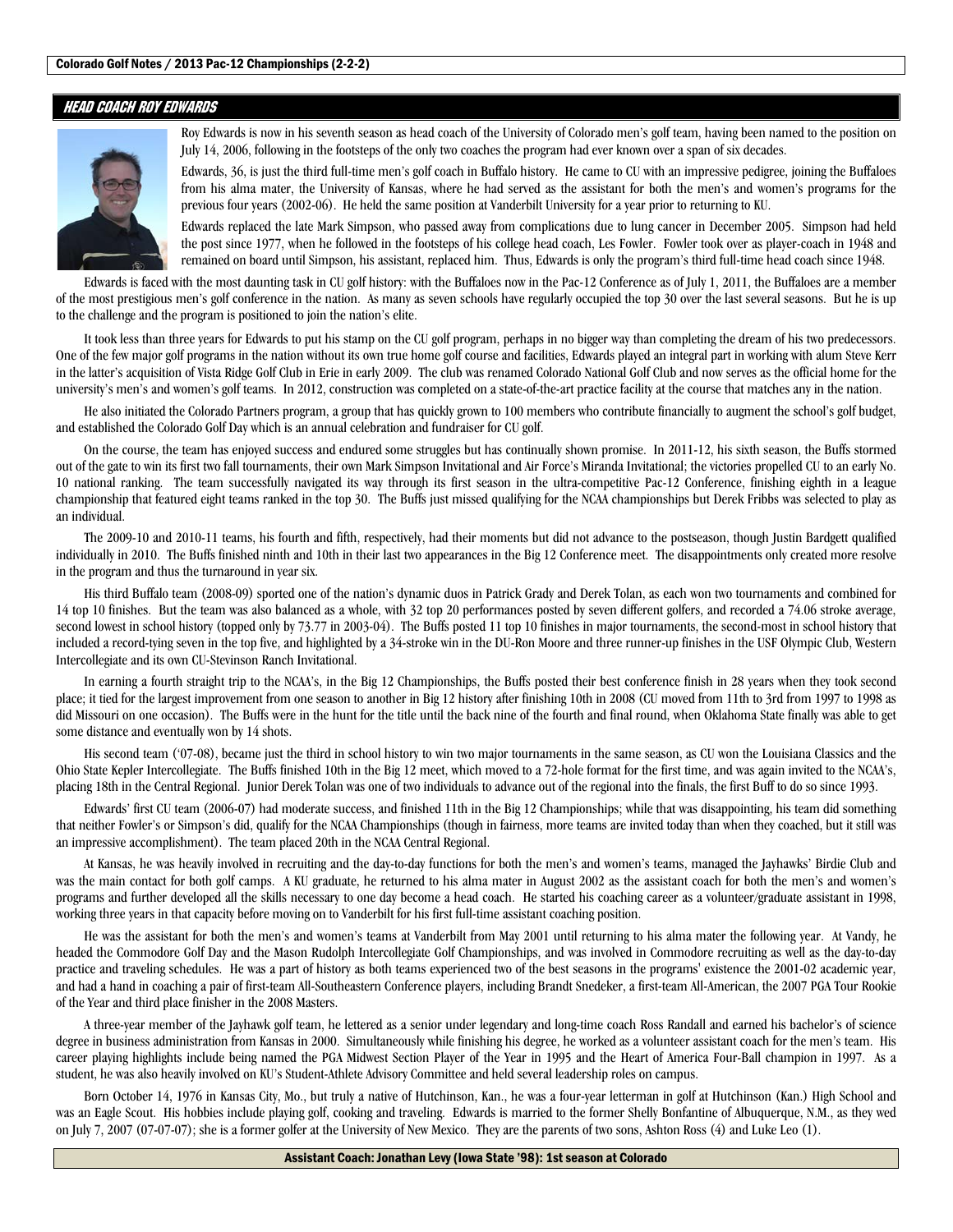## HEAD COACH ROY EDWARDS

Roy Edwards is now in his seventh season as head coach of the University of Colorado men's golf team, having been named to the position on July 14, 2006, following in the footsteps of the only two coaches the program had ever known over a span of six decades.

Edwards, 36, is just the third full-time men's golf coach in Buffalo history. He came to CU with an impressive pedigree, joining the Buffaloes from his alma mater, the University of Kansas, where he had served as the assistant for both the men's and women's programs for the previous four years (2002-06). He held the same position at Vanderbilt University for a year prior to returning to KU.

Edwards replaced the late Mark Simpson, who passed away from complications due to lung cancer in December 2005. Simpson had held the post since 1977, when he followed in the footsteps of his college head coach, Les Fowler. Fowler took over as player-coach in 1948 and remained on board until Simpson, his assistant, replaced him. Thus, Edwards is only the program's third full-time head coach since 1948.

Edwards is faced with the most daunting task in CU golf history: with the Buffaloes now in the Pac-12 Conference as of July 1, 2011, the Buffaloes are a member of the most prestigious men's golf conference in the nation. As many as seven schools have regularly occupied the top 30 over the last several seasons. But he is up to the challenge and the program is positioned to join the nation's elite.

It took less than three years for Edwards to put his stamp on the CU golf program, perhaps in no bigger way than completing the dream of his two predecessors. One of the few major golf programs in the nation without its own true home golf course and facilities, Edwards played an integral part in working with alum Steve Kerr in the latter's acquisition of Vista Ridge Golf Club in Erie in early 2009. The club was renamed Colorado National Golf Club and now serves as the official home for the university's men's and women's golf teams. In 2012, construction was completed on a state-of-the-art practice facility at the course that matches any in the nation.

He also initiated the Colorado Partners program, a group that has quickly grown to 100 members who contribute financially to augment the school's golf budget, and established the Colorado Golf Day which is an annual celebration and fundraiser for CU golf.

On the course, the team has enjoyed success and endured some struggles but has continually shown promise. In 2011-12, his sixth season, the Buffs stormed out of the gate to win its first two fall tournaments, their own Mark Simpson Invitational and Air Force's Miranda Invitational; the victories propelled CU to an early No. 10 national ranking. The team successfully navigated its way through its first season in the ultra-competitive Pac-12 Conference, finishing eighth in a league championship that featured eight teams ranked in the top 30. The Buffs just missed qualifying for the NCAA championships but Derek Fribbs was selected to play as an individual.

The 2009-10 and 2010-11 teams, his fourth and fifth, respectively, had their moments but did not advance to the postseason, though Justin Bardgett qualified individually in 2010. The Buffs finished ninth and 10th in their last two appearances in the Big 12 Conference meet. The disappointments only created more resolve in the program and thus the turnaround in year six.

His third Buffalo team (2008-09) sported one of the nation's dynamic duos in Patrick Grady and Derek Tolan, as each won two tournaments and combined for 14 top 10 finishes. But the team was also balanced as a whole, with 32 top 20 performances posted by seven different golfers, and recorded a 74.06 stroke average, second lowest in school history (topped only by 73.77 in 2003-04). The Buffs posted 11 top 10 finishes in major tournaments, the second-most in school history that included a record-tying seven in the top five, and highlighted by a 34-stroke win in the DU-Ron Moore and three runner-up finishes in the USF Olympic Club, Western Intercollegiate and its own CU-Stevinson Ranch Invitational.

In earning a fourth straight trip to the NCAA's, in the Big 12 Championships, the Buffs posted their best conference finish in 28 years when they took second place; it tied for the largest improvement from one season to another in Big 12 history after finishing 10th in 2008 (CU moved from 11th to 3rd from 1997 to 1998 as did Missouri on one occasion). The Buffs were in the hunt for the title until the back nine of the fourth and final round, when Oklahoma State finally was able to get some distance and eventually won by 14 shots.

His second team ('07-08), became just the third in school history to win two major tournaments in the same season, as CU won the Louisiana Classics and the Ohio State Kepler Intercollegiate. The Buffs finished 10th in the Big 12 meet, which moved to a 72-hole format for the first time, and was again invited to the NCAA's, placing 18th in the Central Regional. Junior Derek Tolan was one of two individuals to advance out of the regional into the finals, the first Buff to do so since 1993.

Edwards' first CU team (2006-07) had moderate success, and finished 11th in the Big 12 Championships; while that was disappointing, his team did something that neither Fowler's or Simpson's did, qualify for the NCAA Championships (though in fairness, more teams are invited today than when they coached, but it still was an impressive accomplishment). The team placed 20th in the NCAA Central Regional.

At Kansas, he was heavily involved in recruiting and the day-to-day functions for both the men's and women's teams, managed the Jayhawks' Birdie Club and was the main contact for both golf camps. A KU graduate, he returned to his alma mater in August 2002 as the assistant coach for both the men's and women's programs and further developed all the skills necessary to one day become a head coach. He started his coaching career as a volunteer/graduate assistant in 1998, working three years in that capacity before moving on to Vanderbilt for his first full-time assistant coaching position.

He was the assistant for both the men's and women's teams at Vanderbilt from May 2001 until returning to his alma mater the following year. At Vandy, he headed the Commodore Golf Day and the Mason Rudolph Intercollegiate Golf Championships, and was involved in Commodore recruiting as well as the day-to-day practice and traveling schedules. He was a part of history as both teams experienced two of the best seasons in the programs' existence the 2001-02 academic year, and had a hand in coaching a pair of first-team All-Southeastern Conference players, including Brandt Snedeker, a first-team All-American, the 2007 PGA Tour Rookie of the Year and third place finisher in the 2008 Masters.

A three-year member of the Jayhawk golf team, he lettered as a senior under legendary and long-time coach Ross Randall and earned his bachelor's of science degree in business administration from Kansas in 2000. Simultaneously while finishing his degree, he worked as a volunteer assistant coach for the men's team. His career playing highlights include being named the PGA Midwest Section Player of the Year in 1995 and the Heart of America Four-Ball champion in 1997. As a student, he was also heavily involved on KU's Student-Athlete Advisory Committee and held several leadership roles on campus.

Born October 14, 1976 in Kansas City, Mo., but truly a native of Hutchinson, Kan., he was a four-year letterman in golf at Hutchinson (Kan.) High School and was an Eagle Scout. His hobbies include playing golf, cooking and traveling. Edwards is married to the former Shelly Bonfantine of Albuquerque, N.M., as they wed on July 7, 2007 (07-07-07); she is a former golfer at the University of New Mexico. They are the parents of two sons, Ashton Ross (4) and Luke Leo (1).

**Assistant Coach: Jonathan Levy (Iowa State '98): 1st season at Colorado**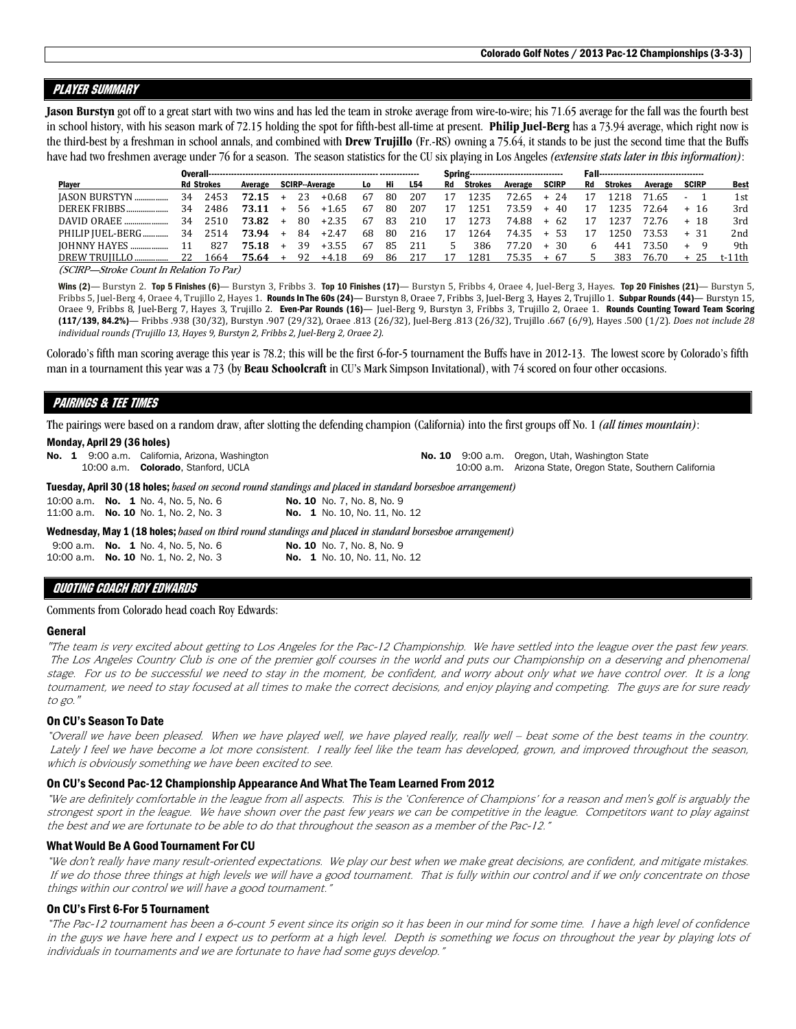## PLAYER SUMMARY

**Jason Burstyn** got off to a great start with two wins and has led the team in stroke average from wire-to-wire; his 71.65 average for the fall was the fourth best in school history, with his season mark of 72.15 holding the spot for fifth-best all-time at present. **Philip Juel-Berg** has a 73.94 average, which right now is the third-best by a freshman in school annals, and combined with **Drew Trujillo** (Fr.-RS) owning a 75.64, it stands to be just the second time that the Buffs have had two freshmen average under 76 for a season. The season statistics for the CU six playing in Los Angeles *(extensive stats later in this information)*:

| | Overall | | | | | | | | Spring | | | | Fall | | | | |
|---|---|---|---|---|---|---|---|---|---|---|---|---|---|---|---|---|---|
| Player | Rd | Strokes | Average | SCIRP--Average | | Lo | Hi | L54 | Rd | Strokes | Average | SCIRP | Rd | Strokes | Average | SCIRP | Best |
| JASON BURSTYN | 34 | 2453 | **72.15** | + 23 | +0.68 | 67 | 80 | 207 | 17 | 1235 | 72.65 | + 24 | 17 | 1218 | 71.65 | - 1 | 1st |
| DEREK FRIBBS | 34 | 2486 | **73.11** | + 56 | +1.65 | 67 | 80 | 207 | 17 | 1251 | 73.59 | + 40 | 17 | 1235 | 72.64 | + 16 | 3rd |
| DAVID ORAEE | 34 | 2510 | **73.82** | + 80 | +2.35 | 67 | 83 | 210 | 17 | 1273 | 74.88 | + 62 | 17 | 1237 | 72.76 | + 18 | 3rd |
| PHILIP JUEL-BERG | 34 | 2514 | **73.94** | + 84 | +2.47 | 68 | 80 | 216 | 17 | 1264 | 74.35 | + 53 | 17 | 1250 | 73.53 | + 31 | 2nd |
| JOHNNY HAYES | 11 | 827 | **75.18** | + 39 | +3.55 | 67 | 85 | 211 | 5 | 386 | 77.20 | + 30 | 6 | 441 | 73.50 | + 9 | 9th |
| DREW TRUJILLO | 22 | 1664 | **75.64** | + 92 | +4.18 | 69 | 86 | 217 | 17 | 1281 | 75.35 | + 67 | 5 | 383 | 76.70 | + 25 | t-11th |

*(SCIRP—Stroke Count In Relation To Par)*

**Wins (2)**— Burstyn 2. **Top 5 Finishes (6)**— Burstyn 3, Fribbs 3. **Top 10 Finishes (17)**— Burstyn 5, Fribbs 4, Oraee 4, Juel-Berg 3, Hayes. **Top 20 Finishes (21)**— Burstyn 5, Fribbs 5, Juel-Berg 4, Oraee 4, Trujillo 2, Hayes 1. **Rounds In The 60s (24)**— Burstyn 8, Oraee 7, Fribbs 3, Juel-Berg 3, Hayes 2, Trujillo 1. **Subpar Rounds (44)**— Burstyn 15, Oraee 9, Fribbs 8, Juel-Berg 7, Hayes 3, Trujillo 2. **Even-Par Rounds (16)**— Juel-Berg 9, Burstyn 3, Fribbs 3, Trujillo 2, Oraee 1. **Rounds Counting Toward Team Scoring (117/139, 84.2%)**— Fribbs .938 (30/32), Burstyn .907 (29/32), Oraee .813 (26/32), Juel-Berg .813 (26/32), Trujillo .667 (6/9), Hayes .500 (1/2). *Does not include 28 individual rounds (Trujillo 13, Hayes 9, Burstyn 2, Fribbs 2, Juel-Berg 2, Oraee 2).*

Colorado's fifth man scoring average this year is 78.2; this will be the first 6-for-5 tournament the Buffs have in 2012-13. The lowest score by Colorado's fifth man in a tournament this year was a 73 (by **Beau Schoolcraft** in CU's Mark Simpson Invitational), with 74 scored on four other occasions.

## PAIRINGS & TEE TIMES

The pairings were based on a random draw, after slotting the defending champion (California) into the first groups off No. 1 *(all times mountain)*:

### Monday, April 29 (36 holes)

**No. 1** 9:00 a.m. California, Arizona, Washington
10:00 a.m. **Colorado**, Stanford, UCLA

**No. 10** 9:00 a.m. Oregon, Utah, Washington State
10:00 a.m. Arizona State, Oregon State, Southern California

**Tuesday, April 30 (18 holes;** *based on second round standings and placed in standard borseshoe arrangement)*

10:00 a.m. **No. 1** No. 4, No. 5, No. 6
11:00 a.m. **No. 10** No. 1, No. 2, No. 3

**No. 10** No. 7, No. 8, No. 9
**No. 1** No. 10, No. 11, No. 12

**Wednesday, May 1 (18 holes;** *based on third round standings and placed in standard borseshoe arrangement)*

9:00 a.m. **No. 1** No. 4, No. 5, No. 6
10:00 a.m. **No. 10** No. 1, No. 2, No. 3

**No. 10** No. 7, No. 8, No. 9
**No. 1** No. 10, No. 11, No. 12

## QUOTING COACH ROY EDWARDS

Comments from Colorado head coach Roy Edwards:

### General

*"The team is very excited about getting to Los Angeles for the Pac-12 Championship. We have settled into the league over the past few years. The Los Angeles Country Club is one of the premier golf courses in the world and puts our Championship on a deserving and phenomenal stage. For us to be successful we need to stay in the moment, be confident, and worry about only what we have control over. It is a long tournament, we need to stay focused at all times to make the correct decisions, and enjoy playing and competing. The guys are for sure ready to go."*

### On CU's Season To Date

*"Overall we have been pleased. When we have played well, we have played really, really well – beat some of the best teams in the country. Lately I feel we have become a lot more consistent. I really feel like the team has developed, grown, and improved throughout the season, which is obviously something we have been excited to see.*

### On CU's Second Pac-12 Championship Appearance And What The Team Learned From 2012

*"We are definitely comfortable in the league from all aspects. This is the 'Conference of Champions' for a reason and men's golf is arguably the strongest sport in the league. We have shown over the past few years we can be competitive in the league. Competitors want to play against the best and we are fortunate to be able to do that throughout the season as a member of the Pac-12."*

### What Would Be A Good Tournament For CU

*"We don't really have many result-oriented expectations. We play our best when we make great decisions, are confident, and mitigate mistakes. If we do those three things at high levels we will have a good tournament. That is fully within our control and if we only concentrate on those things within our control we will have a good tournament."*

### On CU's First 6-For 5 Tournament

*"The Pac-12 tournament has been a 6-count 5 event since its origin so it has been in our mind for some time. I have a high level of confidence in the guys we have here and I expect us to perform at a high level. Depth is something we focus on throughout the year by playing lots of individuals in tournaments and we are fortunate to have had some guys develop."*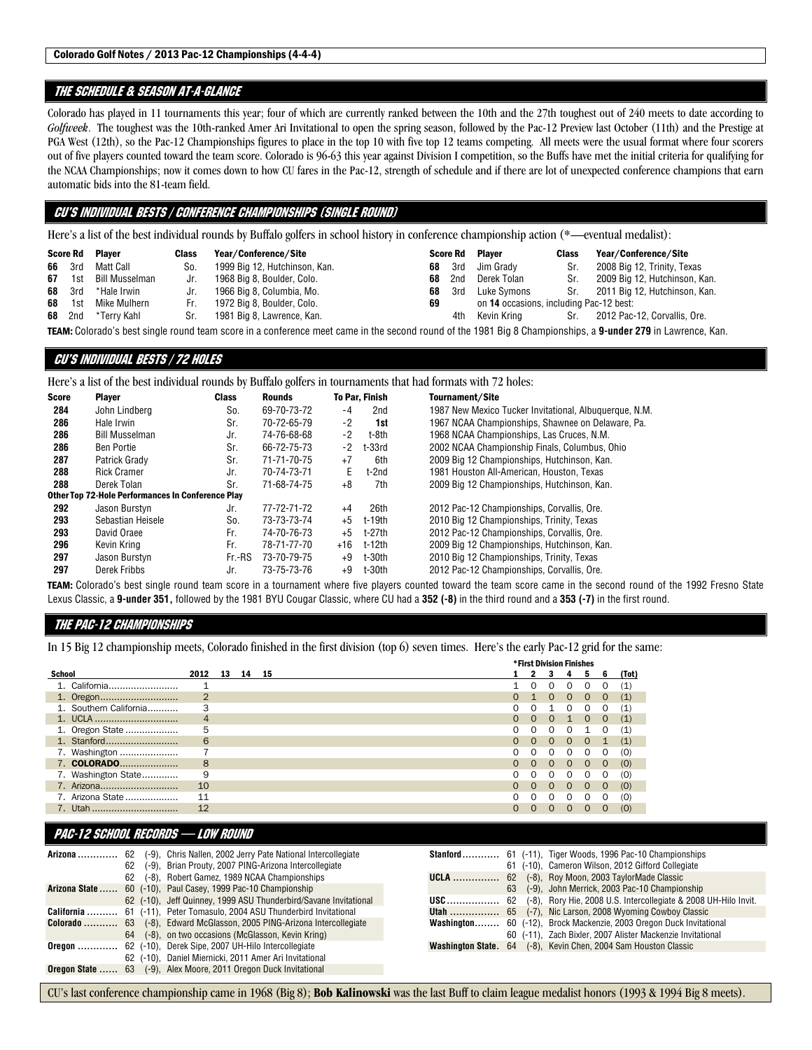Colorado Golf Notes / 2013 Pac-12 Championships (4-4-4)

## THE SCHEDULE & SEASON AT-A-GLANCE

Colorado has played in 11 tournaments this year; four of which are currently ranked between the 10th and the 27th toughest out of 240 meets to date according to *Golfweek*. The toughest was the 10th-ranked Amer Ari Invitational to open the spring season, followed by the Pac-12 Preview last October (11th) and the Prestige at PGA West (12th), so the Pac-12 Championships figures to place in the top 10 with five top 12 teams competing. All meets were the usual format where four scorers out of five players counted toward the team score. Colorado is 96-63 this year against Division I competition, so the Buffs have met the initial criteria for qualifying for the NCAA Championships; now it comes down to how CU fares in the Pac-12, strength of schedule and if there are lot of unexpected conference champions that earn automatic bids into the 81-team field.

## CU'S INDIVIDUAL BESTS / CONFERENCE CHAMPIONSHIPS (SINGLE ROUND)

Here's a list of the best individual rounds by Buffalo golfers in school history in conference championship action (*—eventual medalist):

| Score | Rd | Player | Class | Year/Conference/Site |
|---|---|---|---|---|
| **66** | 3rd | Matt Call | So. | 1999 Big 12, Hutchinson, Kan. |
| **67** | 1st | Bill Musselman | Jr. | 1968 Big 8, Boulder, Colo. |
| **68** | 3rd | *Hale Irwin | Jr. | 1966 Big 8, Columbia, Mo. |
| **68** | 1st | Mike Mulhern | Fr. | 1972 Big 8, Boulder, Colo. |
| **68** | 2nd | *Terry Kahl | Sr. | 1981 Big 8, Lawrence, Kan. |
| **68** | 3rd | Jim Grady | Sr. | 2008 Big 12, Trinity, Texas |
| **68** | 2nd | Derek Tolan | Sr. | 2009 Big 12, Hutchinson, Kan. |
| **68** | 3rd | Luke Symons | Sr. | 2011 Big 12, Hutchinson, Kan. |
| **69** | | on **14** occasions, including Pac-12 best: | | |
| | 4th | Kevin Kring | Sr. | 2012 Pac-12, Corvallis, Ore. |

**TEAM:** Colorado's best single round team score in a conference meet came in the second round of the 1981 Big 8 Championships, a **9-under 279** in Lawrence, Kan.

## CU'S INDIVIDUAL BESTS / 72 HOLES

Here's a list of the best individual rounds by Buffalo golfers in tournaments that had formats with 72 holes:

| Score | Player | Class | Rounds | To Par | Finish | Tournament/Site |
|---|---|---|---|---|---|---|
| 284 | John Lindberg | So. | 69-70-73-72 | -4 | 2nd | 1987 New Mexico Tucker Invitational, Albuquerque, N.M. |
| 286 | Hale Irwin | Sr. | 70-72-65-79 | -2 | **1st** | 1967 NCAA Championships, Shawnee on Delaware, Pa. |
| 286 | Bill Musselman | Jr. | 74-76-68-68 | -2 | t-8th | 1968 NCAA Championships, Las Cruces, N.M. |
| 286 | Ben Portie | Sr. | 66-72-75-73 | -2 | t-33rd | 2002 NCAA Championship Finals, Columbus, Ohio |
| 287 | Patrick Grady | Sr. | 71-71-70-75 | +7 | 6th | 2009 Big 12 Championships, Hutchinson, Kan. |
| 288 | Rick Cramer | Jr. | 70-74-73-71 | E | t-2nd | 1981 Houston All-American, Houston, Texas |
| 288 | Derek Tolan | Sr. | 71-68-74-75 | +8 | 7th | 2009 Big 12 Championships, Hutchinson, Kan. |
| **Other Top 72-Hole Performances In Conference Play** | | | | | | |
| 292 | Jason Burstyn | Jr. | 77-72-71-72 | +4 | 26th | 2012 Pac-12 Championships, Corvallis, Ore. |
| 293 | Sebastian Heisele | So. | 73-73-73-74 | +5 | t-19th | 2010 Big 12 Championships, Trinity, Texas |
| 293 | David Oraee | Fr. | 74-70-76-73 | +5 | t-27th | 2012 Pac-12 Championships, Corvallis, Ore. |
| 296 | Kevin Kring | Fr. | 78-71-77-70 | +16 | t-12th | 2009 Big 12 Championships, Hutchinson, Kan. |
| 297 | Jason Burstyn | Fr.-RS | 73-70-79-75 | +9 | t-30th | 2010 Big 12 Championships, Trinity, Texas |
| 297 | Derek Fribbs | Jr. | 73-75-73-76 | +9 | t-30th | 2012 Pac-12 Championships, Corvallis, Ore. |

**TEAM:** Colorado's best single round team score in a tournament where five players counted toward the team score came in the second round of the 1992 Fresno State Lexus Classic, a **9-under 351,** followed by the 1981 BYU Cougar Classic, where CU had a **352 (-8)** in the third round and a **353 (-7)** in the first round.

## THE PAC-12 CHAMPIONSHIPS

In 15 Big 12 championship meets, Colorado finished in the first division (top 6) seven times. Here's the early Pac-12 grid for the same:

| School | 2012 | 13 | 14 | 15 | *First Division Finishes 1 | 2 | 3 | 4 | 5 | 6 | (Tot) |
|---|---|---|---|---|---|---|---|---|---|---|---|
| 1. California | 1 | | | | 1 | 0 | 0 | 0 | 0 | 0 | (1) |
| 1. Oregon | 2 | | | | 0 | 1 | 0 | 0 | 0 | 0 | (1) |
| 1. Southern California | 3 | | | | 0 | 0 | 1 | 0 | 0 | 0 | (1) |
| 1. UCLA | 4 | | | | 0 | 0 | 0 | 1 | 0 | 0 | (1) |
| 1. Oregon State | 5 | | | | 0 | 0 | 0 | 0 | 1 | 0 | (1) |
| 1. Stanford | 6 | | | | 0 | 0 | 0 | 0 | 0 | 1 | (1) |
| 7. Washington | 7 | | | | 0 | 0 | 0 | 0 | 0 | 0 | (0) |
| 7. **COLORADO** | 8 | | | | 0 | 0 | 0 | 0 | 0 | 0 | (0) |
| 7. Washington State | 9 | | | | 0 | 0 | 0 | 0 | 0 | 0 | (0) |
| 7. Arizona | 10 | | | | 0 | 0 | 0 | 0 | 0 | 0 | (0) |
| 7. Arizona State | 11 | | | | 0 | 0 | 0 | 0 | 0 | 0 | (0) |
| 7. Utah | 12 | | | | 0 | 0 | 0 | 0 | 0 | 0 | (0) |

## PAC-12 SCHOOL RECORDS — LOW ROUND

| School | Score | To Par | Player, Event |
|---|---|---|---|
| **Arizona** | 62 | (-9) | Chris Nallen, 2002 Jerry Pate National Intercollegiate |
| | 62 | (-9) | Brian Prouty, 2007 PING-Arizona Intercollegiate |
| | 62 | (-8) | Robert Gamez, 1989 NCAA Championships |
| **Arizona State** | 60 | (-10) | Paul Casey, 1999 Pac-10 Championship |
| | 62 | (-10) | Jeff Quinney, 1999 ASU Thunderbird/Savane Invitational |
| **California** | 61 | (-11) | Peter Tomasulo, 2004 ASU Thunderbird Invitational |
| **Colorado** | 63 | (-8) | Edward McGlasson, 2005 PING-Arizona Intercollegiate |
| | 64 | (-8) | on two occasions (McGlasson, Kevin Kring) |
| **Oregon** | 62 | (-10) | Derek Sipe, 2007 UH-Hilo Intercollegiate |
| | 62 | (-10) | Daniel Miernicki, 2011 Amer Ari Invitational |
| **Oregon State** | 63 | (-9) | Alex Moore, 2011 Oregon Duck Invitational |
| **Stanford** | 61 | (-11) | Tiger Woods, 1996 Pac-10 Championships |
| | 61 | (-10) | Cameron Wilson, 2012 Gifford Collegiate |
| **UCLA** | 62 | (-8) | Roy Moon, 2003 TaylorMade Classic |
| | 63 | (-9) | John Merrick, 2003 Pac-10 Championship |
| **USC** | 62 | (-8) | Rory Hie, 2008 U.S. Intercollegiate & 2008 UH-Hilo Invit. |
| **Utah** | 65 | (-7) | Nic Larson, 2008 Wyoming Cowboy Classic |
| **Washington** | 60 | (-12) | Brock Mackenzie, 2003 Oregon Duck Invitational |
| | 60 | (-11) | Zach Bixler, 2007 Alister Mackenzie Invitational |
| **Washington State** | 64 | (-8) | Kevin Chen, 2004 Sam Houston Classic |

CU's last conference championship came in 1968 (Big 8); **Bob Kalinowski** was the last Buff to claim league medalist honors (1993 & 1994 Big 8 meets).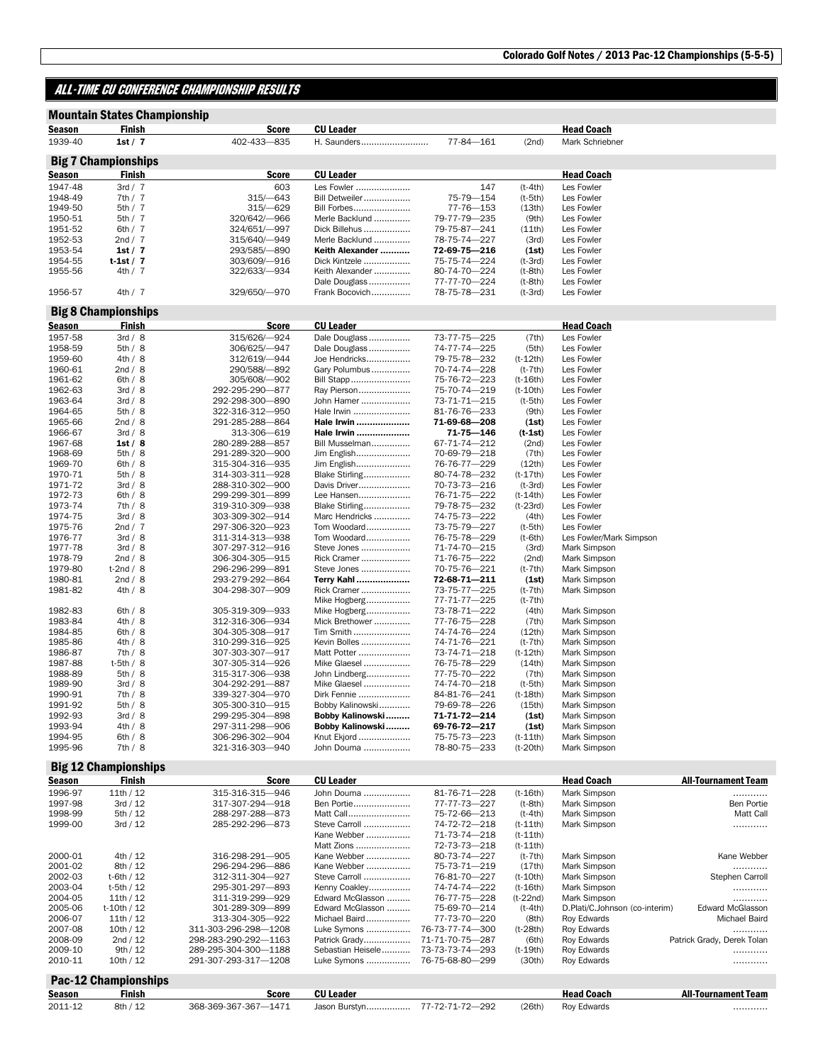## ALL-TIME CU CONFERENCE CHAMPIONSHIP RESULTS

### Mountain States Championship

| Season | Finish | Score | CU Leader | | | Head Coach |
|---|---|---|---|---|---|---|
| 1939-40 | **1st / 7** | 402-433—835 | H. Saunders | 77-84—161 | (2nd) | Mark Schriebner |

### Big 7 Championships

| Season | Finish | Score | CU Leader | | | Head Coach |
|---|---|---|---|---|---|---|
| 1947-48 | 3rd / 7 | 603 | Les Fowler | 147 | (t-4th) | Les Fowler |
| 1948-49 | 7th / 7 | 315/—643 | Bill Detweiler | 75-79—154 | (t-5th) | Les Fowler |
| 1949-50 | 5th / 7 | 315/—629 | Bill Forbes | 77-76—153 | (13th) | Les Fowler |
| 1950-51 | 5th / 7 | 320/642/—966 | Merle Backlund | 79-77-79—235 | (9th) | Les Fowler |
| 1951-52 | 6th / 7 | 324/651/—997 | Dick Billehus | 79-75-87—241 | (11th) | Les Fowler |
| 1952-53 | 2nd / 7 | 315/640/—949 | Merle Backlund | 78-75-74—227 | (3rd) | Les Fowler |
| 1953-54 | **1st / 7** | 293/585/—890 | **Keith Alexander** | **72-69-75—216** | **(1st)** | Les Fowler |
| 1954-55 | **t-1st / 7** | 303/609/—916 | Dick Kintzele | 75-75-74—224 | (t-3rd) | Les Fowler |
| 1955-56 | 4th / 7 | 322/633/—934 | Keith Alexander | 80-74-70—224 | (t-8th) | Les Fowler |
| | | | Dale Douglass | 77-77-70—224 | (t-8th) | Les Fowler |
| 1956-57 | 4th / 7 | 329/650/—970 | Frank Bocovich | 78-75-78—231 | (t-3rd) | Les Fowler |

### Big 8 Championships

| Season | Finish | Score | CU Leader | | | Head Coach |
|---|---|---|---|---|---|---|
| 1957-58 | 3rd / 8 | 315/626/—924 | Dale Douglass | 73-77-75—225 | (7th) | Les Fowler |
| 1958-59 | 5th / 8 | 306/625/—947 | Dale Douglass | 74-77-74—225 | (5th) | Les Fowler |
| 1959-60 | 4th / 8 | 312/619/—944 | Joe Hendricks | 79-75-78—232 | (t-12th) | Les Fowler |
| 1960-61 | 2nd / 8 | 290/588/—892 | Gary Polumbus | 70-74-74—228 | (t-7th) | Les Fowler |
| 1961-62 | 6th / 8 | 305/608/—902 | Bill Stapp | 75-76-72—223 | (t-16th) | Les Fowler |
| 1962-63 | 3rd / 8 | 292-295-290—877 | Ray Pierson | 75-70-74—219 | (t-10th) | Les Fowler |
| 1963-64 | 3rd / 8 | 292-298-300—890 | John Hamer | 73-71-71—215 | (t-5th) | Les Fowler |
| 1964-65 | 5th / 8 | 322-316-312—950 | Hale Irwin | 81-76-76—233 | (9th) | Les Fowler |
| 1965-66 | 2nd / 8 | 291-285-288—864 | **Hale Irwin** | **71-69-68—208** | **(1st)** | Les Fowler |
| 1966-67 | 3rd / 8 | 313-306—619 | **Hale Irwin** | **71-75—146** | **(t-1st)** | Les Fowler |
| 1967-68 | **1st / 8** | 280-289-288—857 | Bill Musselman | 67-71-74—212 | (2nd) | Les Fowler |
| 1968-69 | 5th / 8 | 291-289-320—900 | Jim English | 70-69-79—218 | (7th) | Les Fowler |
| 1969-70 | 6th / 8 | 315-304-316—935 | Jim English | 76-76-77—229 | (12th) | Les Fowler |
| 1970-71 | 5th / 8 | 314-303-311—928 | Blake Stirling | 80-74-78—232 | (t-17th) | Les Fowler |
| 1971-72 | 3rd / 8 | 288-310-302—900 | Davis Driver | 70-73-73—216 | (t-3rd) | Les Fowler |
| 1972-73 | 6th / 8 | 299-299-301—899 | Lee Hansen | 76-71-75—222 | (t-14th) | Les Fowler |
| 1973-74 | 7th / 8 | 319-310-309—938 | Blake Stirling | 79-78-75—232 | (t-23rd) | Les Fowler |
| 1974-75 | 3rd / 8 | 303-309-302—914 | Marc Hendricks | 74-75-73—222 | (4th) | Les Fowler |
| 1975-76 | 2nd / 7 | 297-306-320—923 | Tom Woodard | 73-75-79—227 | (t-5th) | Les Fowler |
| 1976-77 | 3rd / 8 | 311-314-313—938 | Tom Woodard | 76-75-78—229 | (t-6th) | Les Fowler/Mark Simpson |
| 1977-78 | 3rd / 8 | 307-297-312—916 | Steve Jones | 71-74-70—215 | (3rd) | Mark Simpson |
| 1978-79 | 2nd / 8 | 306-304-305—915 | Rick Cramer | 71-76-75—222 | (2nd) | Mark Simpson |
| 1979-80 | t-2nd / 8 | 296-296-299—891 | Steve Jones | 70-75-76—221 | (t-7th) | Mark Simpson |
| 1980-81 | 2nd / 8 | 293-279-292—864 | **Terry Kahl** | **72-68-71—211** | **(1st)** | Mark Simpson |
| 1981-82 | 4th / 8 | 304-298-307—909 | Rick Cramer | 73-75-77—225 | (t-7th) | Mark Simpson |
| | | | Mike Hogberg | 77-71-77—225 | (t-7th) | |
| 1982-83 | 6th / 8 | 305-319-309—933 | Mike Hogberg | 73-78-71—222 | (4th) | Mark Simpson |
| 1983-84 | 4th / 8 | 312-316-306—934 | Mick Brethower | 77-76-75—228 | (7th) | Mark Simpson |
| 1984-85 | 6th / 8 | 304-305-308—917 | Tim Smith | 74-74-76—224 | (12th) | Mark Simpson |
| 1985-86 | 4th / 8 | 310-299-316—925 | Kevin Bolles | 74-71-76—221 | (t-7th) | Mark Simpson |
| 1986-87 | 7th / 8 | 307-303-307—917 | Matt Potter | 73-74-71—218 | (t-12th) | Mark Simpson |
| 1987-88 | t-5th / 8 | 307-305-314—926 | Mike Glaesel | 76-75-78—229 | (14th) | Mark Simpson |
| 1988-89 | 5th / 8 | 315-317-306—938 | John Lindberg | 77-75-70—222 | (7th) | Mark Simpson |
| 1989-90 | 3rd / 8 | 304-292-291—887 | Mike Glaesel | 74-74-70—218 | (t-5th) | Mark Simpson |
| 1990-91 | 7th / 8 | 339-327-304—970 | Dirk Fennie | 84-81-76—241 | (t-18th) | Mark Simpson |
| 1991-92 | 5th / 8 | 305-300-310—915 | Bobby Kalinowski | 79-69-78—226 | (15th) | Mark Simpson |
| 1992-93 | 3rd / 8 | 299-295-304—898 | **Bobby Kalinowski** | **71-71-72—214** | **(1st)** | Mark Simpson |
| 1993-94 | 4th / 8 | 297-311-298—906 | **Bobby Kalinowski** | **69-76-72—217** | **(1st)** | Mark Simpson |
| 1994-95 | 6th / 8 | 306-296-302—904 | Knut Ekjord | 75-75-73—223 | (t-11th) | Mark Simpson |
| 1995-96 | 7th / 8 | 321-316-303—940 | John Douma | 78-80-75—233 | (t-20th) | Mark Simpson |

### Big 12 Championships

| Season | Finish | Score | CU Leader | | | Head Coach | All-Tournament Team |
|---|---|---|---|---|---|---|---|
| 1996-97 | 11th / 12 | 315-316-315—946 | John Douma | 81-76-71—228 | (t-16th) | Mark Simpson | ........... |
| 1997-98 | 3rd / 12 | 317-307-294—918 | Ben Portie | 77-77-73—227 | (t-8th) | Mark Simpson | Ben Portie |
| 1998-99 | 5th / 12 | 288-297-288—873 | Matt Call | 75-72-66—213 | (t-4th) | Mark Simpson | Matt Call |
| 1999-00 | 3rd / 12 | 285-292-296—873 | Steve Carroll | 74-72-72—218 | (t-11th) | Mark Simpson | ........... |
| | | | Kane Webber | 71-73-74—218 | (t-11th) | | |
| | | | Matt Zions | 72-73-73—218 | (t-11th) | | |
| 2000-01 | 4th / 12 | 316-298-291—905 | Kane Webber | 80-73-74—227 | (t-7th) | Mark Simpson | Kane Webber |
| 2001-02 | 8th / 12 | 296-294-296—886 | Kane Webber | 75-73-71—219 | (17th) | Mark Simpson | ........... |
| 2002-03 | t-6th / 12 | 312-311-304—927 | Steve Carroll | 76-81-70—227 | (t-10th) | Mark Simpson | Stephen Carroll |
| 2003-04 | t-5th / 12 | 295-301-297—893 | Kenny Coakley | 74-74-74—222 | (t-16th) | Mark Simpson | ........... |
| 2004-05 | 11th / 12 | 311-319-299—929 | Edward McGlasson | 76-77-75—228 | (t-22nd) | Mark Simpson | ........... |
| 2005-06 | t-10th / 12 | 301-289-309—899 | Edward McGlasson | 75-69-70—214 | (t-4th) | D.Plati/C.Johnson (co-interim) | Edward McGlasson |
| 2006-07 | 11th / 12 | 313-304-305—922 | Michael Baird | 77-73-70—220 | (8th) | Roy Edwards | Michael Baird |
| 2007-08 | 10th / 12 | 311-303-296-298—1208 | Luke Symons | 76-73-77-74—300 | (t-28th) | Roy Edwards | ........... |
| 2008-09 | 2nd / 12 | 298-283-290-292—1163 | Patrick Grady | 71-71-70-75—287 | (6th) | Roy Edwards | Patrick Grady, Derek Tolan |
| 2009-10 | 9th / 12 | 289-295-304-300—1188 | Sebastian Heisele | 73-73-73-74—293 | (t-19th) | Roy Edwards | ........... |
| 2010-11 | 10th / 12 | 291-307-293-317—1208 | Luke Symons | 76-75-68-80—299 | (30th) | Roy Edwards | ........... |

### Pac-12 Championships

| Season | Finish | Score | CU Leader | | | Head Coach | All-Tournament Team |
|---|---|---|---|---|---|---|---|
| 2011-12 | 8th / 12 | 368-369-367-367—1471 | Jason Burstyn | 77-72-71-72—292 | (26th) | Roy Edwards | ........... |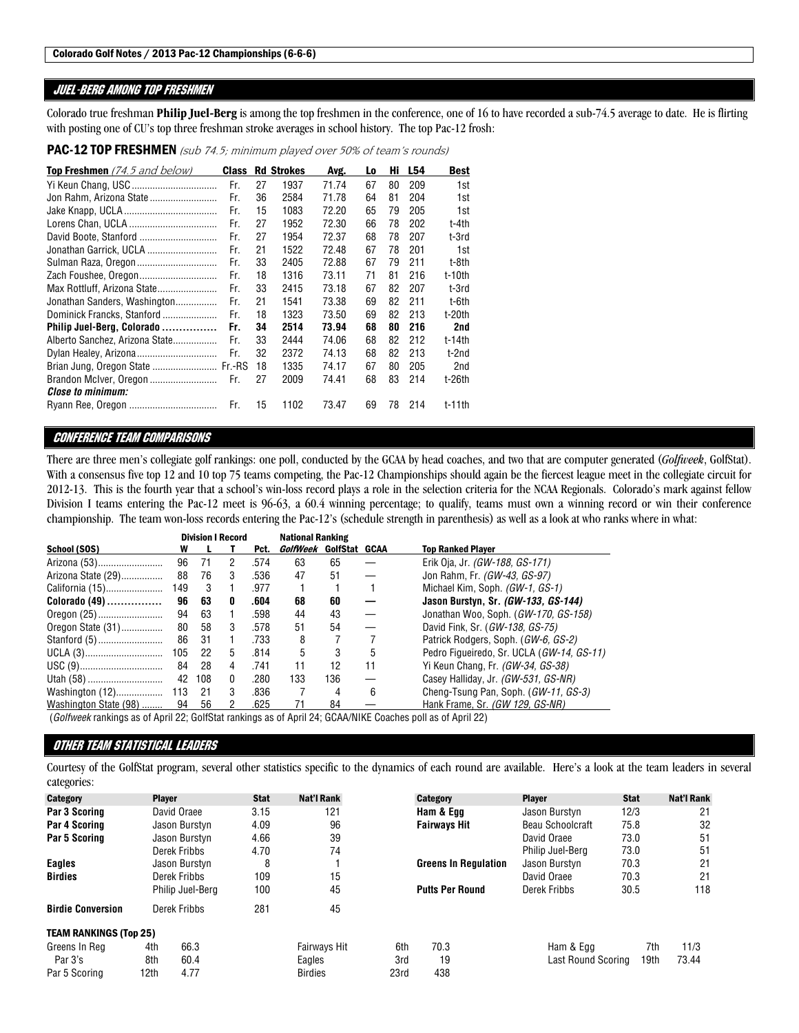## JUEL-BERG AMONG TOP FRESHMEN

Colorado true freshman **Philip Juel-Berg** is among the top freshmen in the conference, one of 16 to have recorded a sub-74.5 average to date. He is flirting with posting one of CU's top three freshman stroke averages in school history. The top Pac-12 frosh:

**PAC-12 TOP FRESHMEN** *(sub 74.5; minimum played over 50% of team's rounds)*

| Top Freshmen *(74.5 and below)* | Class | Rd | Strokes | Avg. | Lo | Hi | L54 | Best |
|---|---|---|---|---|---|---|---|---|
| Yi Keun Chang, USC | Fr. | 27 | 1937 | 71.74 | 67 | 80 | 209 | 1st |
| Jon Rahm, Arizona State | Fr. | 36 | 2584 | 71.78 | 64 | 81 | 204 | 1st |
| Jake Knapp, UCLA | Fr. | 15 | 1083 | 72.20 | 65 | 79 | 205 | 1st |
| Lorens Chan, UCLA | Fr. | 27 | 1952 | 72.30 | 66 | 78 | 202 | t-4th |
| David Boote, Stanford | Fr. | 27 | 1954 | 72.37 | 68 | 78 | 207 | t-3rd |
| Jonathan Garrick, UCLA | Fr. | 21 | 1522 | 72.48 | 67 | 78 | 201 | 1st |
| Sulman Raza, Oregon | Fr. | 33 | 2405 | 72.88 | 67 | 79 | 211 | t-8th |
| Zach Foushee, Oregon | Fr. | 18 | 1316 | 73.11 | 71 | 81 | 216 | t-10th |
| Max Rottluff, Arizona State | Fr. | 33 | 2415 | 73.18 | 67 | 82 | 207 | t-3rd |
| Jonathan Sanders, Washington | Fr. | 21 | 1541 | 73.38 | 69 | 82 | 211 | t-6th |
| Dominick Francks, Stanford | Fr. | 18 | 1323 | 73.50 | 69 | 82 | 213 | t-20th |
| **Philip Juel-Berg, Colorado** | **Fr.** | **34** | **2514** | **73.94** | **68** | **80** | **216** | **2nd** |
| Alberto Sanchez, Arizona State | Fr. | 33 | 2444 | 74.06 | 68 | 82 | 212 | t-14th |
| Dylan Healey, Arizona | Fr. | 32 | 2372 | 74.13 | 68 | 82 | 213 | t-2nd |
| Brian Jung, Oregon State | Fr.-RS | 18 | 1335 | 74.17 | 67 | 80 | 205 | 2nd |
| Brandon McIver, Oregon | Fr. | 27 | 2009 | 74.41 | 68 | 83 | 214 | t-26th |
| ***Close to minimum:*** | | | | | | | | |
| Ryann Ree, Oregon | Fr. | 15 | 1102 | 73.47 | 69 | 78 | 214 | t-11th |

## CONFERENCE TEAM COMPARISONS

There are three men's collegiate golf rankings: one poll, conducted by the GCAA by head coaches, and two that are computer generated (*Golfweek*, GolfStat). With a consensus five top 12 and 10 top 75 teams competing, the Pac-12 Championships should again be the fiercest league meet in the collegiate circuit for 2012-13. This is the fourth year that a school's win-loss record plays a role in the selection criteria for the NCAA Regionals. Colorado's mark against fellow Division I teams entering the Pac-12 meet is 96-63, a 60.4 winning percentage; to qualify, teams must own a winning record or win their conference championship. The team won-loss records entering the Pac-12's (schedule strength in parenthesis) as well as a look at who ranks where in what:

| | Division I Record | | | | National Ranking | | | |
|---|---|---|---|---|---|---|---|---|
| School (SOS) | W | L | T | Pct. | *GolfWeek* | GolfStat | GCAA | Top Ranked Player |
| Arizona (53) | 96 | 71 | 2 | .574 | 63 | 65 | — | Erik Oja, Jr. *(GW-188, GS-171)* |
| Arizona State (29) | 88 | 76 | 3 | .536 | 47 | 51 | — | Jon Rahm, Fr. *(GW-43, GS-97)* |
| California (15) | 149 | 3 | 1 | .977 | 1 | 1 | 1 | Michael Kim, Soph. *(GW-1, GS-1)* |
| **Colorado (49)** | **96** | **63** | **0** | **.604** | **68** | **60** | **—** | **Jason Burstyn, Sr. *(GW-133, GS-144)*** |
| Oregon (25) | 94 | 63 | 1 | .598 | 44 | 43 | — | Jonathan Woo, Soph. *(GW-170, GS-158)* |
| Oregon State (31) | 80 | 58 | 3 | .578 | 51 | 54 | — | David Fink, Sr. (*GW-138, GS-75)* |
| Stanford (5) | 86 | 31 | 1 | .733 | 8 | 7 | 7 | Patrick Rodgers, Soph. *(GW-6, GS-2)* |
| UCLA (3) | 105 | 22 | 5 | .814 | 5 | 3 | 5 | Pedro Figueiredo, Sr. UCLA *(GW-14, GS-11)* |
| USC (9) | 84 | 28 | 4 | .741 | 11 | 12 | 11 | Yi Keun Chang, Fr. *(GW-34, GS-38)* |
| Utah (58) | 42 | 108 | 0 | .280 | 133 | 136 | — | Casey Halliday, Jr. *(GW-531, GS-NR)* |
| Washington (12) | 113 | 21 | 3 | .836 | 7 | 4 | 6 | Cheng-Tsung Pan, Soph. (*GW-11, GS-3)* |
| Washington State (98) | 94 | 56 | 2 | .625 | 71 | 84 | — | Hank Frame, Sr. *(GW 129, GS-NR)* |

(*Golfweek* rankings as of April 22; GolfStat rankings as of April 24; GCAA/NIKE Coaches poll as of April 22)

## OTHER TEAM STATISTICAL LEADERS

Courtesy of the GolfStat program, several other statistics specific to the dynamics of each round are available. Here's a look at the team leaders in several categories:

| Category | Player | Stat | Nat'l Rank |
|---|---|---|---|
| **Par 3 Scoring** | David Oraee | 3.15 | 121 |
| **Par 4 Scoring** | Jason Burstyn | 4.09 | 96 |
| **Par 5 Scoring** | Jason Burstyn | 4.66 | 39 |
| | Derek Fribbs | 4.70 | 74 |
| **Eagles** | Jason Burstyn | 8 | 1 |
| **Birdies** | Derek Fribbs | 109 | 15 |
| | Philip Juel-Berg | 100 | 45 |
| **Birdie Conversion** | Derek Fribbs | 281 | 45 |
| **Ham & Egg** | Jason Burstyn | 12/3 | 21 |
| **Fairways Hit** | Beau Schoolcraft | 75.8 | 32 |
| | David Oraee | 73.0 | 51 |
| | Philip Juel-Berg | 73.0 | 51 |
| **Greens In Regulation** | Jason Burstyn | 70.3 | 21 |
| | David Oraee | 70.3 | 21 |
| **Putts Per Round** | Derek Fribbs | 30.5 | 118 |

**TEAM RANKINGS (Top 25)**

| Category | Rank | Stat |
|---|---|---|
| Greens In Reg | 4th | 66.3 |
| Par 3's | 8th | 60.4 |
| Par 5 Scoring | 12th | 4.77 |
| Fairways Hit | 6th | 70.3 |
| Eagles | 3rd | 19 |
| Birdies | 23rd | 438 |
| Ham & Egg | 7th | 11/3 |
| Last Round Scoring | 19th | 73.44 |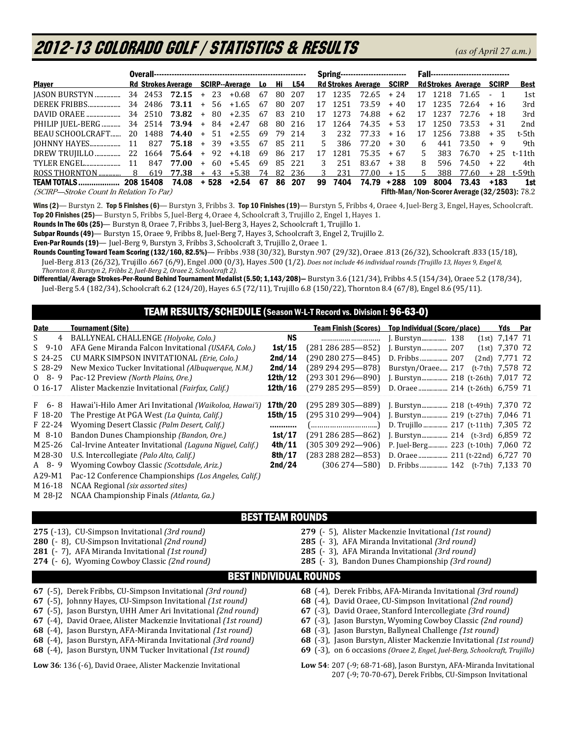# 2012-13 COLORADO GOLF / STATISTICS & RESULTS

*(as of April 27 a.m.)*

| Player | Overall Rd | Overall Strokes | Overall Average | SCIRP | SCIRP Average | Lo | Hi | L54 | Spring Rd | Spring Strokes | Spring Average | Spring SCIRP | Fall Rd | Fall Strokes | Fall Average | Fall SCIRP | Best |
|---|---|---|---|---|---|---|---|---|---|---|---|---|---|---|---|---|---|
| JASON BURSTYN | 34 | 2453 | **72.15** | + 23 | +0.68 | 67 | 80 | 207 | 17 | 1235 | 72.65 | + 24 | 17 | 1218 | 71.65 | - 1 | 1st |
| DEREK FRIBBS | 34 | 2486 | **73.11** | + 56 | +1.65 | 67 | 80 | 207 | 17 | 1251 | 73.59 | + 40 | 17 | 1235 | 72.64 | + 16 | 3rd |
| DAVID ORAEE | 34 | 2510 | **73.82** | + 80 | +2.35 | 67 | 83 | 210 | 17 | 1273 | 74.88 | + 62 | 17 | 1237 | 72.76 | + 18 | 3rd |
| PHILIP JUEL-BERG | 34 | 2514 | **73.94** | + 84 | +2.47 | 68 | 80 | 216 | 17 | 1264 | 74.35 | + 53 | 17 | 1250 | 73.53 | + 31 | 2nd |
| BEAU SCHOOLCRAFT | 20 | 1488 | **74.40** | + 51 | +2.55 | 69 | 79 | 214 | 3 | 232 | 77.33 | + 16 | 17 | 1256 | 73.88 | + 35 | t-5th |
| JOHNNY HAYES | 11 | 827 | **75.18** | + 39 | +3.55 | 67 | 85 | 211 | 5 | 386 | 77.20 | + 30 | 6 | 441 | 73.50 | + 9 | 9th |
| DREW TRUJILLO | 22 | 1664 | **75.64** | + 92 | +4.18 | 69 | 86 | 217 | 17 | 1281 | 75.35 | + 67 | 5 | 383 | 76.70 | + 25 | t-11th |
| TYLER ENGEL | 11 | 847 | **77.00** | + 60 | +5.45 | 69 | 85 | 221 | 3 | 251 | 83.67 | + 38 | 8 | 596 | 74.50 | + 22 | 4th |
| ROSS THORNTON | 8 | 619 | **77.38** | + 43 | +5.38 | 74 | 82 | 236 | 3 | 231 | 77.00 | + 15 | 5 | 388 | 77.60 | + 28 | t-59th |
| **TEAM TOTALS** | **208** | **15408** | **74.08** | **+ 528** | **+2.54** | **67** | **86** | **207** | **99** | **7404** | **74.79** | **+288** | **109** | **8004** | **73.43** | **+183** | **1st** |

*(SCIRP—Stroke Count In Relation To Par)* **Fifth-Man/Non-Scorer Average (32/2503):** 78.2

**Wins (2)**— Burstyn 2. **Top 5 Finishes (6)**— Burstyn 3, Fribbs 3. **Top 10 Finishes (19)**— Burstyn 5, Fribbs 4, Oraee 4, Juel-Berg 3, Engel, Hayes, Schoolcraft.
**Top 20 Finishes (25)**— Burstyn 5, Fribbs 5, Juel-Berg 4, Oraee 4, Schoolcraft 3, Trujillo 2, Engel 1, Hayes 1.
**Rounds In The 60s (25)**— Burstyn 8, Oraee 7, Fribbs 3, Juel-Berg 3, Hayes 2, Schoolcraft 1, Trujillo 1.
**Subpar Rounds (49)**— Burstyn 15, Oraee 9, Fribbs 8, Juel-Berg 7, Hayes 3, Schoolcraft 3, Engel 2, Trujillo 2.
**Even-Par Rounds (19)**— Juel-Berg 9, Burstyn 3, Fribbs 3, Schoolcraft 3, Trujillo 2, Oraee 1.
**Rounds Counting Toward Team Scoring (132/160, 82.5%)**— Fribbs .938 (30/32), Burstyn .907 (29/32), Oraee .813 (26/32), Schoolcraft .833 (15/18), Juel-Berg .813 (26/32), Trujillo .667 (6/9), Engel .000 (0/3), Hayes .500 (1/2). *Does not include 46 individual rounds (Trujillo 13, Hayes 9, Engel 8, Thornton 8, Burstyn 2, Fribbs 2, Juel-Berg 2, Oraee 2, Schoolcraft 2).*
**Differential/Average Strokes-Per-Round Behind Tournament Medalist (5.50; 1,143/208)**— Burstyn 3.6 (121/34), Fribbs 4.5 (154/34), Oraee 5.2 (178/34), Juel-Berg 5.4 (182/34), Schoolcraft 6.2 (124/20), Hayes 6.5 (72/11), Trujillo 6.8 (150/22), Thornton 8.4 (67/8), Engel 8.6 (95/11).

## TEAM RESULTS/SCHEDULE (Season W-L-T Record vs. Division I: 96-63-0)

| Date | Tournament (Site) | Team Finish | (Scores) | Top Individual (Score/place) | Yds | Par |
|---|---|---|---|---|---|---|
| S 4 | BALLYNEAL CHALLENGE *(Holyoke, Colo.)* | **NS** | ........................ | J. Burstyn 138 (1st) | 7,147 | 71 |
| S 9-10 | AFA Gene Miranda Falcon Invitational *(USAFA, Colo.)* | **1st/15** | (281 286 285—852) | J. Burstyn 207 (1st) | 7,370 | 72 |
| S 24-25 | CU MARK SIMPSON INVITATIONAL *(Erie, Colo.)* | **2nd/14** | (290 280 275—845) | D. Fribbs 207 (2nd) | 7,771 | 72 |
| S 28-29 | New Mexico Tucker Invitational *(Albuquerque, N.M.)* | **2nd/14** | (289 294 295—878) | Burstyn/Oraee 217 (t-7th) | 7,578 | 72 |
| O 8-9 | Pac-12 Preview *(North Plains, Ore.)* | **12th/12** | (293 301 296—890) | J. Burstyn 218 (t-26th) | 7,017 | 72 |
| O 16-17 | Alister Mackenzie Invitational *(Fairfax, Calif.)* | **12th/16** | (279 285 295—859) | D. Oraee 214 (t-26th) | 6,759 | 71 |
| F 6-8 | Hawai'i-Hilo Amer Ari Invitational *(Waikoloa, Hawai'i)* | **17th/20** | (295 289 305—889) | J. Burstyn 218 (t-49th) | 7,370 | 72 |
| F 18-20 | The Prestige At PGA West *(La Quinta, Calif.)* | **15th/15** | (295 310 299—904) | J. Burstyn 219 (t-27th) | 7,046 | 71 |
| F 22-24 | Wyoming Desert Classic *(Palm Desert, Calif.)* | **..........** | (................................) | D. Trujillo 217 (t-11th) | 7,305 | 72 |
| M 8-10 | Bandon Dunes Championship *(Bandon, Ore.)* | **1st/17** | (291 286 285—862) | J. Burstyn 214 (t-3rd) | 6,859 | 72 |
| M 25-26 | Cal-Irvine Anteater Invitational *(Laguna Niguel, Calif.)* | **4th/11** | (305 309 292—906) | P. Juel-Berg 223 (t-10th) | 7,060 | 72 |
| M 28-30 | U.S. Intercollegiate *(Palo Alto, Calif.)* | **8th/17** | (283 288 282—853) | D. Oraee 211 (t-22nd) | 6,727 | 70 |
| A 8-9 | Wyoming Cowboy Classic *(Scottsdale, Ariz.)* | **2nd/24** | (306 274—580) | D. Fribbs 142 (t-7th) | 7,133 | 70 |
| A29-M1 | Pac-12 Conference Championships *(Los Angeles, Calif.)* | | | | | |
| M 16-18 | NCAA Regional *(six assorted sites)* | | | | | |
| M 28-J2 | NCAA Championship Finals *(Atlanta, Ga.)* | | | | | |

## BEST TEAM ROUNDS

**275** (-13), CU-Simpson Invitational *(3rd round)*
**280** (- 8), CU-Simpson Invitational *(2nd round)*
**281** (- 7), AFA Miranda Invitational *(1st round)*
**274** (- 6), Wyoming Cowboy Classic *(2nd round)*
**279** (- 5), Alister Mackenzie Invitational *(1st round)*
**285** (- 3), AFA Miranda Invitational *(3rd round)*
**285** (- 3), AFA Miranda Invitational *(3rd round)*
**285** (- 3), Bandon Dunes Championship *(3rd round)*

## BEST INDIVIDUAL ROUNDS

**67** (-5), Derek Fribbs, CU-Simpson Invitational *(3rd round)*
**67** (-5), Johnny Hayes, CU-Simpson Invitational *(1st round)*
**67** (-5), Jason Burstyn, UHH Amer Ari Invitational *(2nd round)*
**67** (-4), David Oraee, Alister Mackenzie Invitational *(1st round)*
**68** (-4), Jason Burstyn, AFA-Miranda Invitational *(1st round)*
**68** (-4), Jason Burstyn, AFA-Miranda Invitational *(3rd round)*
**68** (-4), Jason Burstyn, UNM Tucker Invitational *(1st round)*
**68** (-4), Derek Fribbs, AFA-Miranda Invitational *(3rd round)*
**68** (-4), David Oraee, CU-Simpson Invitational *(2nd round)*
**67** (-3), David Oraee, Stanford Intercollegiate *(3rd round)*
**67** (-3), Jason Burstyn, Wyoming Cowboy Classic *(2nd round)*
**68** (-3), Jason Burstyn, Ballyneal Challenge *(1st round)*
**68** (-3), Jason Burstyn, Alister Mackenzie Invitational *(1st round)*
**69** (-3), on 6 occasions *(Oraee 2, Engel, Juel-Berg, Schoolcraft, Trujillo)*

**Low 36**: 136 (-6), David Oraee, Alister Mackenzie Invitational

**Low 54**: 207 (-9; 68-71-68), Jason Burstyn, AFA-Miranda Invitational
207 (-9; 70-70-67), Derek Fribbs, CU-Simpson Invitational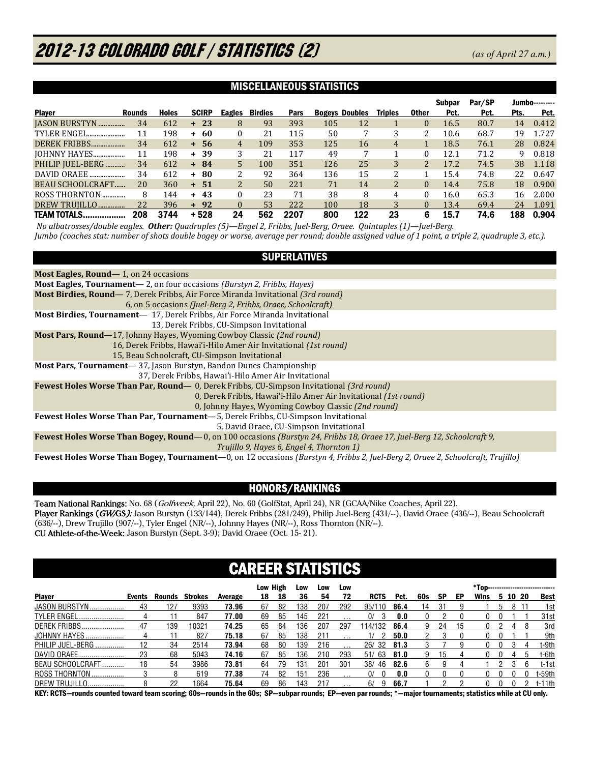# 2012-13 COLORADO GOLF / STATISTICS (2)

*(as of April 27 a.m.)*

## MISCELLANEOUS STATISTICS

| Player | Rounds | Holes | SCIRP | Eagles | Birdies | Pars | Bogeys | Doubles | Triples | Other | Subpar Pct. | Par/SP Pct. | Jumbo Pts. | Jumbo Pct. |
|---|---|---|---|---|---|---|---|---|---|---|---|---|---|---|
| JASON BURSTYN | 34 | 612 | + 23 | 8 | 93 | 393 | 105 | 12 | 1 | 0 | 16.5 | 80.7 | 14 | 0.412 |
| TYLER ENGEL | 11 | 198 | + 60 | 0 | 21 | 115 | 50 | 7 | 3 | 2 | 10.6 | 68.7 | 19 | 1.727 |
| DEREK FRIBBS | 34 | 612 | + 56 | 4 | 109 | 353 | 125 | 16 | 4 | 1 | 18.5 | 76.1 | 28 | 0.824 |
| JOHNNY HAYES | 11 | 198 | + 39 | 3 | 21 | 117 | 49 | 7 | 1 | 0 | 12.1 | 71.2 | 9 | 0.818 |
| PHILIP JUEL-BERG | 34 | 612 | + 84 | 5 | 100 | 351 | 126 | 25 | 3 | 2 | 17.2 | 74.5 | 38 | 1.118 |
| DAVID ORAEE | 34 | 612 | + 80 | 2 | 92 | 364 | 136 | 15 | 2 | 1 | 15.4 | 74.8 | 22 | 0.647 |
| BEAU SCHOOLCRAFT | 20 | 360 | + 51 | 2 | 50 | 221 | 71 | 14 | 2 | 0 | 14.4 | 75.8 | 18 | 0.900 |
| ROSS THORNTON | 8 | 144 | + 43 | 0 | 23 | 71 | 38 | 8 | 4 | 0 | 16.0 | 65.3 | 16 | 2.000 |
| DREW TRUJILLO | 22 | 396 | + 92 | 0 | 53 | 222 | 100 | 18 | 3 | 0 | 13.4 | 69.4 | 24 | 1.091 |
| **TEAM TOTALS** | **208** | **3744** | **+ 528** | **24** | **562** | **2207** | **800** | **122** | **23** | **6** | **15.7** | **74.6** | **188** | **0.904** |

*No albatrosses/double eagles.* ***Other:*** *Quadruples (5)—Engel 2, Fribbs, Juel-Berg, Oraee. Quintuples (1)—Juel-Berg.*
*Jumbo (coaches stat: number of shots double bogey or worse, average per round; double assigned value of 1 point, a triple 2, quadruple 3, etc.).*

## SUPERLATIVES

**Most Eagles, Round**— 1, on 24 occasions

**Most Eagles, Tournament**— 2, on four occasions *(Burstyn 2, Fribbs, Hayes)*

**Most Birdies, Round**— 7, Derek Fribbs, Air Force Miranda Invitational *(3rd round)*
6, on 5 occasions *(Juel-Berg 2, Fribbs, Oraee, Schoolcraft)*

**Most Birdies, Tournament**— 17, Derek Fribbs, Air Force Miranda Invitational
13, Derek Fribbs, CU-Simpson Invitational

**Most Pars, Round**—17, Johnny Hayes, Wyoming Cowboy Classic *(2nd round)*
16, Derek Fribbs, Hawai'i-Hilo Amer Air Invitational *(1st round)*
15, Beau Schoolcraft, CU-Simpson Invitational

**Most Pars, Tournament**— 37, Jason Burstyn, Bandon Dunes Championship
37, Derek Fribbs, Hawai'i-Hilo Amer Air Invitational

**Fewest Holes Worse Than Par, Round**— 0, Derek Fribbs, CU-Simpson Invitational *(3rd round)*
0, Derek Fribbs, Hawai'i-Hilo Amer Air Invitational *(1st round)*
0, Johnny Hayes, Wyoming Cowboy Classic *(2nd round)*

**Fewest Holes Worse Than Par, Tournament**— 5, Derek Fribbs, CU-Simpson Invitational
5, David Oraee, CU-Simpson Invitational

**Fewest Holes Worse Than Bogey, Round**— 0, on 100 occasions *(Burstyn 24, Fribbs 18, Oraee 17, Juel-Berg 12, Schoolcraft 9, Trujillo 9, Hayes 6, Engel 4, Thornton 1)*

**Fewest Holes Worse Than Bogey, Tournament**—0, on 12 occasions *(Burstyn 4, Fribbs 2, Juel-Berg 2, Oraee 2, Schoolcraft, Trujillo)*

## HONORS/RANKINGS

**Team National Rankings:** No. 68 (*Golfweek*, April 22), No. 60 (GolfStat, April 24), NR (GCAA/Nike Coaches, April 22).
**Player Rankings (*GW/GS*):** Jason Burstyn (133/144), Derek Fribbs (281/249), Philip Juel-Berg (431/--), David Oraee (436/--), Beau Schoolcraft (636/--), Drew Trujillo (907/--), Tyler Engel (NR/--), Johnny Hayes (NR/--), Ross Thornton (NR/--).
**CU Athlete-of-the-Week:** Jason Burstyn (Sept. 3-9); David Oraee (Oct. 15- 21).

## CAREER STATISTICS

| Player | Events | Rounds | Strokes | Average | Low 18 | High 18 | Low 36 | Low 54 | Low 72 | RCTS | Pct. | 60s | SP | EP | *Top Wins | 5 | 10 | 20 | Best |
|---|---|---|---|---|---|---|---|---|---|---|---|---|---|---|---|---|---|---|---|
| JASON BURSTYN | 43 | 127 | 9393 | **73.96** | 67 | 82 | 138 | 207 | 292 | 95/110 | **86.4** | 14 | 31 | 9 | 1 | 5 | 8 | 11 | 1st |
| TYLER ENGEL | 4 | 11 | 847 | **77.00** | 69 | 85 | 145 | 221 | … | 0/ 3 | **0.0** | 0 | 2 | 0 | 0 | 0 | 1 | 1 | 31st |
| DEREK FRIBBS | 47 | 139 | 10321 | **74.25** | 65 | 84 | 136 | 207 | 297 | 114/132 | **86.4** | 9 | 24 | 15 | 0 | 2 | 4 | 8 | 3rd |
| JOHNNY HAYES | 4 | 11 | 827 | **75.18** | 67 | 85 | 138 | 211 | … | 1/ 2 | **50.0** | 2 | 3 | 0 | 0 | 0 | 1 | 1 | 9th |
| PHILIP JUEL-BERG | 12 | 34 | 2514 | **73.94** | 68 | 80 | 139 | 216 | … | 26/ 32 | **81.3** | 3 | 7 | 9 | 0 | 0 | 3 | 4 | t-9th |
| DAVID ORAEE | 23 | 68 | 5043 | **74.16** | 67 | 85 | 136 | 210 | 293 | 51/ 63 | **81.0** | 9 | 15 | 4 | 0 | 0 | 4 | 5 | t-6th |
| BEAU SCHOOLCRAFT | 18 | 54 | 3986 | **73.81** | 64 | 79 | 131 | 201 | 301 | 38/ 46 | **82.6** | 6 | 9 | 4 | 1 | 2 | 3 | 6 | t-1st |
| ROSS THORNTON | 3 | 8 | 619 | **77.38** | 74 | 82 | 151 | 236 | … | 0/ 0 | **0.0** | 0 | 0 | 0 | 0 | 0 | 0 | 0 | t-59th |
| DREW TRUJILLO | 8 | 22 | 1664 | **75.64** | 69 | 86 | 143 | 217 | … | 6/ 9 | **66.7** | 1 | 2 | 2 | 0 | 0 | 0 | 2 | t-11th |

**KEY: RCTS—rounds counted toward team scoring; 60s—rounds in the 60s; SP—subpar rounds; EP—even par rounds; *—major tournaments; statistics while at CU only.**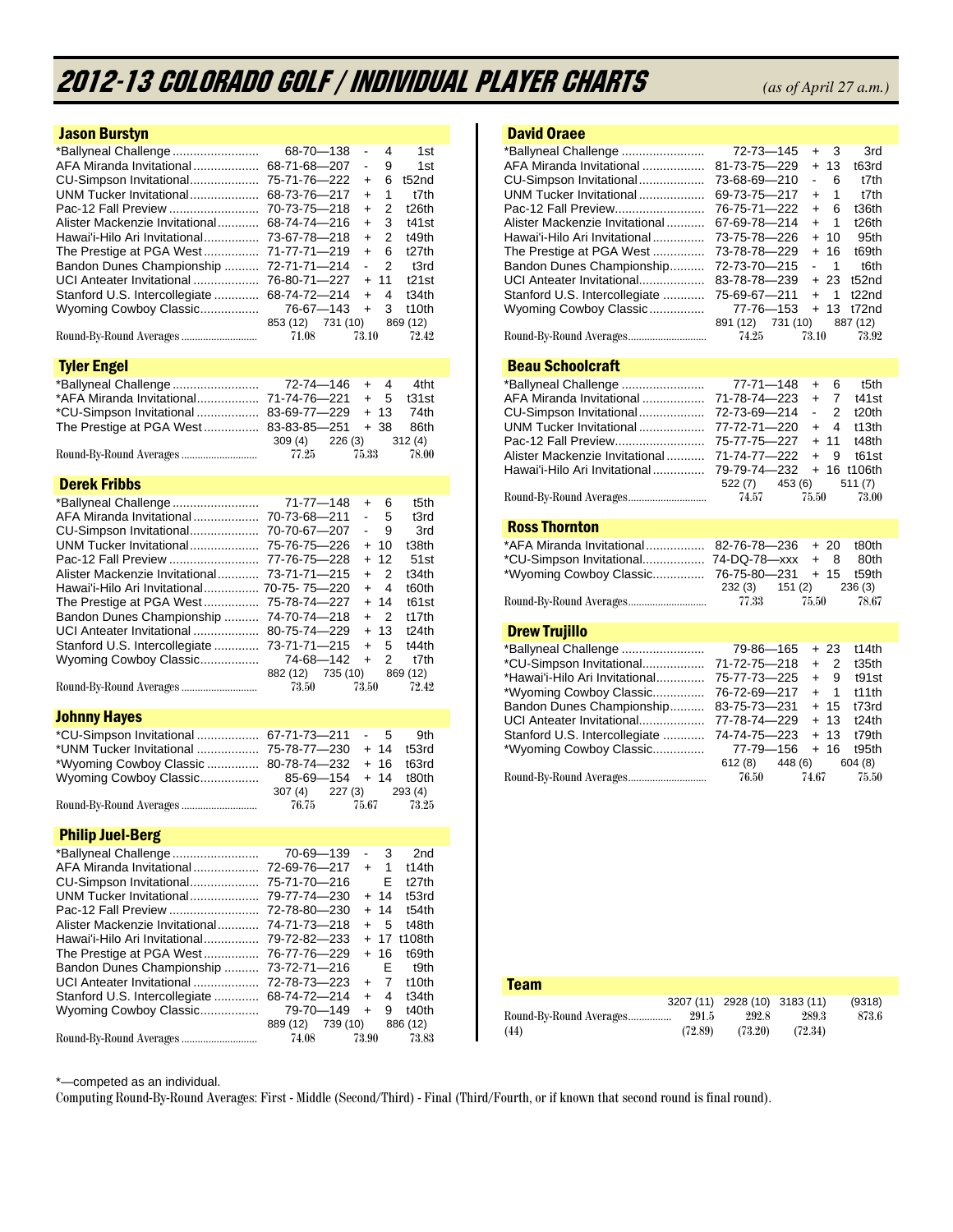# 2012-13 COLORADO GOLF / INDIVIDUAL PLAYER CHARTS

*(as of April 27 a.m.)*

## Jason Burstyn

| Tournament | Scores | To Par | Place |
|---|---|---|---|
| *Ballyneal Challenge | 68-70—138 | - 4 | 1st |
| AFA Miranda Invitational | 68-71-68—207 | - 9 | 1st |
| CU-Simpson Invitational | 75-71-76—222 | + 6 | t52nd |
| UNM Tucker Invitational | 68-73-76—217 | + 1 | t7th |
| Pac-12 Fall Preview | 70-73-75—218 | + 2 | t26th |
| Alister Mackenzie Invitational | 68-74-74—216 | + 3 | t41st |
| Hawai'i-Hilo Ari Invitational | 73-67-78—218 | + 2 | t49th |
| The Prestige at PGA West | 71-77-71—219 | + 6 | t27th |
| Bandon Dunes Championship | 72-71-71—214 | - 2 | t3rd |
| UCI Anteater Invitational | 76-80-71—227 | + 11 | t21st |
| Stanford U.S. Intercollegiate | 68-74-72—214 | + 4 | t34th |
| Wyoming Cowboy Classic | 76-67—143 | + 3 | t10th |
| | 853 (12) 731 (10) | | 869 (12) |
| Round-By-Round Averages | 71.08 | 73.10 | 72.42 |

## Tyler Engel

| Tournament | Scores | To Par | Place |
|---|---|---|---|
| *Ballyneal Challenge | 72-74—146 | + 4 | 4tht |
| *AFA Miranda Invitational | 71-74-76—221 | + 5 | t31st |
| *CU-Simpson Invitational | 83-69-77—229 | + 13 | 74th |
| The Prestige at PGA West | 83-83-85—251 | + 38 | 86th |
| | 309 (4) 226 (3) | | 312 (4) |
| Round-By-Round Averages | 77.25 | 75.33 | 78.00 |

## Derek Fribbs

| Tournament | Scores | To Par | Place |
|---|---|---|---|
| *Ballyneal Challenge | 71-77—148 | + 6 | t5th |
| AFA Miranda Invitational | 70-73-68—211 | - 5 | t3rd |
| CU-Simpson Invitational | 70-70-67—207 | - 9 | 3rd |
| UNM Tucker Invitational | 75-76-75—226 | + 10 | t38th |
| Pac-12 Fall Preview | 77-76-75—228 | + 12 | 51st |
| Alister Mackenzie Invitational | 73-71-71—215 | + 2 | t34th |
| Hawai'i-Hilo Ari Invitational | 70-75- 75—220 | + 4 | t60th |
| The Prestige at PGA West | 75-78-74—227 | + 14 | t61st |
| Bandon Dunes Championship | 74-70-74—218 | + 2 | t17th |
| UCI Anteater Invitational | 80-75-74—229 | + 13 | t24th |
| Stanford U.S. Intercollegiate | 73-71-71—215 | + 5 | t44th |
| Wyoming Cowboy Classic | 74-68—142 | + 2 | t7th |
| | 882 (12) 735 (10) | | 869 (12) |
| Round-By-Round Averages | 73.50 | 73.50 | 72.42 |

## Johnny Hayes

| Tournament | Scores | To Par | Place |
|---|---|---|---|
| *CU-Simpson Invitational | 67-71-73—211 | - 5 | 9th |
| *UNM Tucker Invitational | 75-78-77—230 | + 14 | t53rd |
| *Wyoming Cowboy Classic | 80-78-74—232 | + 16 | t63rd |
| Wyoming Cowboy Classic | 85-69—154 | + 14 | t80th |
| | 307 (4) 227 (3) | | 293 (4) |
| Round-By-Round Averages | 76.75 | 75.67 | 73.25 |

## Philip Juel-Berg

| Tournament | Scores | To Par | Place |
|---|---|---|---|
| *Ballyneal Challenge | 70-69—139 | - 3 | 2nd |
| AFA Miranda Invitational | 72-69-76—217 | + 1 | t14th |
| CU-Simpson Invitational | 75-71-70—216 | E | t27th |
| UNM Tucker Invitational | 79-77-74—230 | + 14 | t53rd |
| Pac-12 Fall Preview | 72-78-80—230 | + 14 | t54th |
| Alister Mackenzie Invitational | 74-71-73—218 | + 5 | t48th |
| Hawai'i-Hilo Ari Invitational | 79-72-82—233 | + 17 | t108th |
| The Prestige at PGA West | 76-77-76—229 | + 16 | t69th |
| Bandon Dunes Championship | 73-72-71—216 | E | t9th |
| UCI Anteater Invitational | 72-78-73—223 | + 7 | t10th |
| Stanford U.S. Intercollegiate | 68-74-72—214 | + 4 | t34th |
| Wyoming Cowboy Classic | 79-70—149 | + 9 | t40th |
| | 889 (12) 739 (10) | | 886 (12) |
| Round-By-Round Averages | 74.08 | 73.90 | 73.83 |

## David Oraee

| Tournament | Scores | To Par | Place |
|---|---|---|---|
| *Ballyneal Challenge | 72-73—145 | + 3 | 3rd |
| AFA Miranda Invitational | 81-73-75—229 | + 13 | t63rd |
| CU-Simpson Invitational | 73-68-69—210 | - 6 | t7th |
| UNM Tucker Invitational | 69-73-75—217 | + 1 | t7th |
| Pac-12 Fall Preview | 76-75-71—222 | + 6 | t36th |
| Alister Mackenzie Invitational | 67-69-78—214 | + 1 | t26th |
| Hawai'i-Hilo Ari Invitational | 73-75-78—226 | + 10 | 95th |
| The Prestige at PGA West | 73-78-78—229 | + 16 | t69th |
| Bandon Dunes Championship | 72-73-70—215 | - 1 | t6th |
| UCI Anteater Invitational | 83-78-78—239 | + 23 | t52nd |
| Stanford U.S. Intercollegiate | 75-69-67—211 | + 1 | t22nd |
| Wyoming Cowboy Classic | 77-76—153 | + 13 | t72nd |
| | 891 (12) 731 (10) | | 887 (12) |
| Round-By-Round Averages | 74.25 | 73.10 | 73.92 |

## Beau Schoolcraft

| Tournament | Scores | To Par | Place |
|---|---|---|---|
| *Ballyneal Challenge | 77-71—148 | + 6 | t5th |
| AFA Miranda Invitational | 71-78-74—223 | + 7 | t41st |
| CU-Simpson Invitational | 72-73-69—214 | - 2 | t20th |
| UNM Tucker Invitational | 77-72-71—220 | + 4 | t13th |
| Pac-12 Fall Preview | 75-77-75—227 | + 11 | t48th |
| Alister Mackenzie Invitational | 71-74-77—222 | + 9 | t61st |
| Hawai'i-Hilo Ari Invitational | 79-79-74—232 | + 16 | t106th |
| | 522 (7) 453 (6) | | 511 (7) |
| Round-By-Round Averages | 74.57 | 75.50 | 73.00 |

## Ross Thornton

| Tournament | Scores | To Par | Place |
|---|---|---|---|
| *AFA Miranda Invitational | 82-76-78—236 | + 20 | t80th |
| *CU-Simpson Invitational | 74-DQ-78—xxx | + 8 | 80th |
| *Wyoming Cowboy Classic | 76-75-80—231 | + 15 | t59th |
| | 232 (3) 151 (2) | | 236 (3) |
| Round-By-Round Averages | 77.33 | 75.50 | 78.67 |

## Drew Trujillo

| Tournament | Scores | To Par | Place |
|---|---|---|---|
| *Ballyneal Challenge | 79-86—165 | + 23 | t14th |
| *CU-Simpson Invitational | 71-72-75—218 | + 2 | t35th |
| *Hawai'i-Hilo Ari Invitational | 75-77-73—225 | + 9 | t91st |
| *Wyoming Cowboy Classic | 76-72-69—217 | + 1 | t11th |
| Bandon Dunes Championship | 83-75-73—231 | + 15 | t73rd |
| UCI Anteater Invitational | 77-78-74—229 | + 13 | t24th |
| Stanford U.S. Intercollegiate | 74-74-75—223 | + 13 | t79th |
| *Wyoming Cowboy Classic | 77-79—156 | + 16 | t95th |
| | 612 (8) 448 (6) | | 604 (8) |
| Round-By-Round Averages | 76.50 | 74.67 | 75.50 |

## Team

| | First | Middle | Final | Total |
|---|---|---|---|---|
| | 3207 (11) | 2928 (10) | 3183 (11) | (9318) |
| Round-By-Round Averages | 291.5 | 292.8 | 289.3 | 873.6 |
| (44) | (72.89) | (73.20) | (72.34) | |

*—competed as an individual.

Computing Round-By-Round Averages: First - Middle (Second/Third) - Final (Third/Fourth, or if known that second round is final round).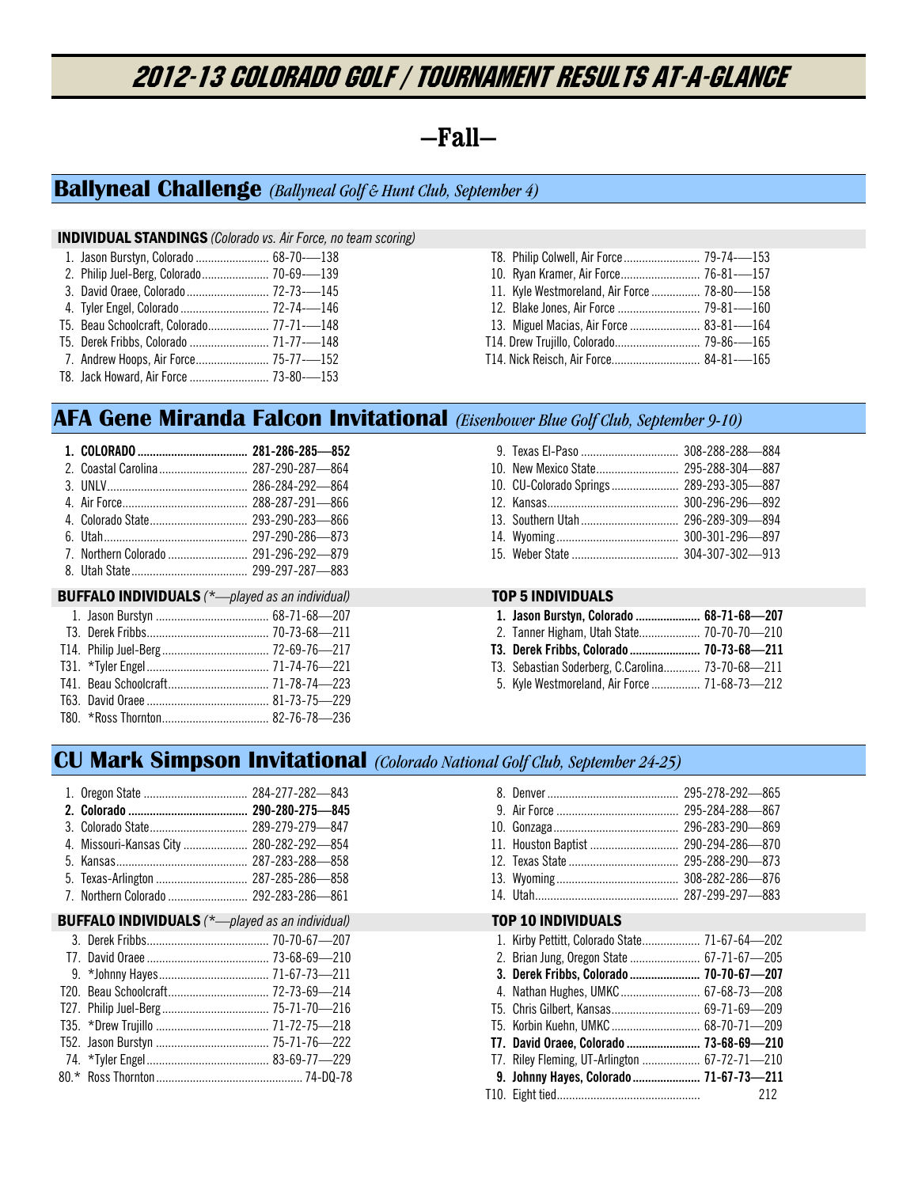# 2012-13 COLORADO GOLF / TOURNAMENT RESULTS AT-A-GLANCE

## —Fall—

## Ballyneal Challenge *(Ballyneal Golf & Hunt Club, September 4)*

**INDIVIDUAL STANDINGS** *(Colorado vs. Air Force, no team scoring)*

| Pos. | Player | Scores |
|---|---|---|
| 1. | Jason Burstyn, Colorado | 68-70—138 |
| 2. | Philip Juel-Berg, Colorado | 70-69—139 |
| 3. | David Oraee, Colorado | 72-73—145 |
| 4. | Tyler Engel, Colorado | 72-74—146 |
| T5. | Beau Schoolcraft, Colorado | 77-71—148 |
| T5. | Derek Fribbs, Colorado | 71-77—148 |
| 7. | Andrew Hoops, Air Force | 75-77—152 |
| T8. | Jack Howard, Air Force | 73-80—153 |
| T8. | Philip Colwell, Air Force | 79-74—153 |
| 10. | Ryan Kramer, Air Force | 76-81—157 |
| 11. | Kyle Westmoreland, Air Force | 78-80—158 |
| 12. | Blake Jones, Air Force | 79-81—160 |
| 13. | Miguel Macias, Air Force | 83-81—164 |
| T14. | Drew Trujillo, Colorado | 79-86—165 |
| T14. | Nick Reisch, Air Force | 84-81—165 |

## AFA Gene Miranda Falcon Invitational *(Eisenhower Blue Golf Club, September 9-10)*

| Pos. | Team | Scores |
|---|---|---|
| **1.** | **COLORADO** | **281-286-285—852** |
| 2. | Coastal Carolina | 287-290-287—864 |
| 3. | UNLV | 286-284-292—864 |
| 4. | Air Force | 288-287-291—866 |
| 4. | Colorado State | 293-290-283—866 |
| 6. | Utah | 297-290-286—873 |
| 7. | Northern Colorado | 291-296-292—879 |
| 8. | Utah State | 299-297-287—883 |
| 9. | Texas El-Paso | 308-288-288—884 |
| 10. | New Mexico State | 295-288-304—887 |
| 10. | CU-Colorado Springs | 289-293-305—887 |
| 12. | Kansas | 300-296-296—892 |
| 13. | Southern Utah | 296-289-309—894 |
| 14. | Wyoming | 300-301-296—897 |
| 15. | Weber State | 304-307-302—913 |

**BUFFALO INDIVIDUALS** *(*—played as an individual)*

| Pos. | Player | Scores |
|---|---|---|
| 1. | Jason Burstyn | 68-71-68—207 |
| T3. | Derek Fribbs | 70-73-68—211 |
| T14. | Philip Juel-Berg | 72-69-76—217 |
| T31. | *Tyler Engel | 71-74-76—221 |
| T41. | Beau Schoolcraft | 71-78-74—223 |
| T63. | David Oraee | 81-73-75—229 |
| T80. | *Ross Thornton | 82-76-78—236 |

**TOP 5 INDIVIDUALS**

| Pos. | Player | Scores |
|---|---|---|
| **1.** | **Jason Burstyn, Colorado** | **68-71-68—207** |
| 2. | Tanner Higham, Utah State | 70-70-70—210 |
| **T3.** | **Derek Fribbs, Colorado** | **70-73-68—211** |
| T3. | Sebastian Soderberg, C.Carolina | 73-70-68—211 |
| 5. | Kyle Westmoreland, Air Force | 71-68-73—212 |

## CU Mark Simpson Invitational *(Colorado National Golf Club, September 24-25)*

| Pos. | Team | Scores |
|---|---|---|
| 1. | Oregon State | 284-277-282—843 |
| **2.** | **Colorado** | **290-280-275—845** |
| 3. | Colorado State | 289-279-279—847 |
| 4. | Missouri-Kansas City | 280-282-292—854 |
| 5. | Kansas | 287-283-288—858 |
| 5. | Texas-Arlington | 287-285-286—858 |
| 7. | Northern Colorado | 292-283-286—861 |
| 8. | Denver | 295-278-292—865 |
| 9. | Air Force | 295-284-288—867 |
| 10. | Gonzaga | 296-283-290—869 |
| 11. | Houston Baptist | 290-294-286—870 |
| 12. | Texas State | 295-288-290—873 |
| 13. | Wyoming | 308-282-286—876 |
| 14. | Utah | 287-299-297—883 |

**BUFFALO INDIVIDUALS** *(*—played as an individual)*

| Pos. | Player | Scores |
|---|---|---|
| 3. | Derek Fribbs | 70-70-67—207 |
| T7. | David Oraee | 73-68-69—210 |
| 9. | *Johnny Hayes | 71-67-73—211 |
| T20. | Beau Schoolcraft | 72-73-69—214 |
| T27. | Philip Juel-Berg | 75-71-70—216 |
| T35. | *Drew Trujillo | 71-72-75—218 |
| T52. | Jason Burstyn | 75-71-76—222 |
| 74. | *Tyler Engel | 83-69-77—229 |
| 80.* | Ross Thornton | 74-DQ-78 |

**TOP 10 INDIVIDUALS**

| Pos. | Player | Scores |
|---|---|---|
| 1. | Kirby Pettitt, Colorado State | 71-67-64—202 |
| 2. | Brian Jung, Oregon State | 67-71-67—205 |
| **3.** | **Derek Fribbs, Colorado** | **70-70-67—207** |
| 4. | Nathan Hughes, UMKC | 67-68-73—208 |
| T5. | Chris Gilbert, Kansas | 69-71-69—209 |
| T5. | Korbin Kuehn, UMKC | 68-70-71—209 |
| **T7.** | **David Oraee, Colorado** | **73-68-69—210** |
| T7. | Riley Fleming, UT-Arlington | 67-72-71—210 |
| **9.** | **Johnny Hayes, Colorado** | **71-67-73—211** |
| T10. | Eight tied | 212 |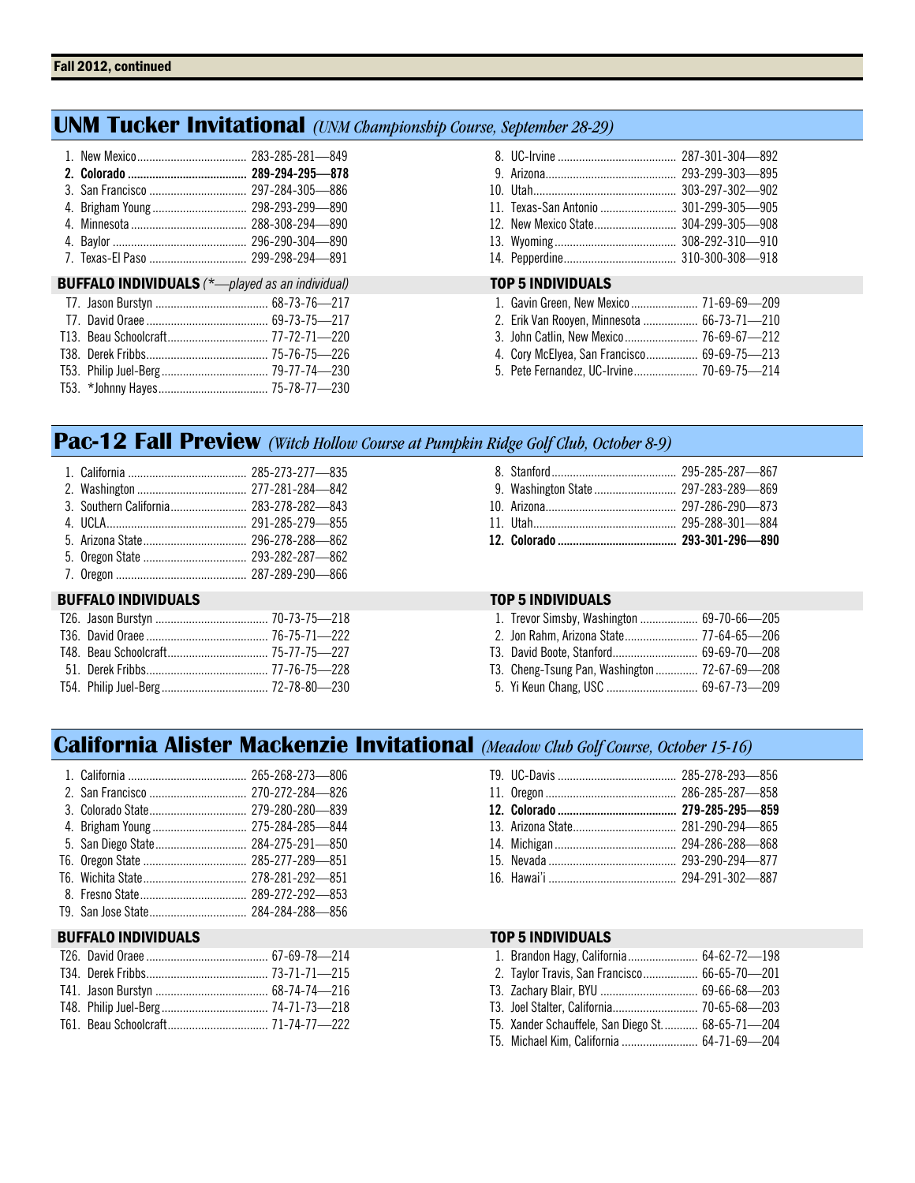**Fall 2012, continued**

## UNM Tucker Invitational *(UNM Championship Course, September 28-29)*

1. New Mexico .................................... 283-285-281—849
2. **Colorado ...................................... 289-294-295—878**
3. San Francisco ................................ 297-284-305—886
4. Brigham Young ............................... 298-293-299—890
4. Minnesota ...................................... 288-308-294—890
4. Baylor ............................................ 296-290-304—890
7. Texas-El Paso ................................ 299-298-294—891
8. UC-Irvine ....................................... 287-301-304—892
9. Arizona........................................... 293-299-303—895
10. Utah............................................... 303-297-302—902
11. Texas-San Antonio ......................... 301-299-305—905
12. New Mexico State........................... 304-299-305—908
13. Wyoming........................................ 308-292-310—910
14. Pepperdine..................................... 310-300-308—918

**BUFFALO INDIVIDUALS** *(*—played as an individual)*

T7. Jason Burstyn ..................................... 68-73-76—217
T7. David Oraee ........................................ 69-73-75—217
T13. Beau Schoolcraft................................. 77-72-71—220
T38. Derek Fribbs........................................ 75-76-75—226
T53. Philip Juel-Berg ................................... 79-77-74—230
T53. *Johnny Hayes.................................... 75-78-77—230

**TOP 5 INDIVIDUALS**

1. Gavin Green, New Mexico ...................... 71-69-69—209
2. Erik Van Rooyen, Minnesota .................. 66-73-71—210
3. John Catlin, New Mexico ........................ 76-69-67—212
4. Cory McElyea, San Francisco................. 69-69-75—213
5. Pete Fernandez, UC-Irvine..................... 70-69-75—214

## Pac-12 Fall Preview *(Witch Hollow Course at Pumpkin Ridge Golf Club, October 8-9)*

1. California ....................................... 285-273-277—835
2. Washington .................................... 277-281-284—842
3. Southern California......................... 283-278-282—843
4. UCLA.............................................. 291-285-279—855
5. Arizona State.................................. 296-278-288—862
5. Oregon State .................................. 293-282-287—862
7. Oregon ........................................... 287-289-290—866
8. Stanford.......................................... 295-285-287—867
9. Washington State ........................... 297-283-289—869
10. Arizona........................................... 297-286-290—873
11. Utah............................................... 295-288-301—884
12. **Colorado ...................................... 293-301-296—890**

**BUFFALO INDIVIDUALS**

T26. Jason Burstyn ..................................... 70-73-75—218
T36. David Oraee ........................................ 76-75-71—222
T48. Beau Schoolcraft................................. 75-77-75—227
51. Derek Fribbs........................................ 77-76-75—228
T54. Philip Juel-Berg ................................... 72-78-80—230

**TOP 5 INDIVIDUALS**

1. Trevor Simsby, Washington ................... 69-70-66—205
2. Jon Rahm, Arizona State........................ 77-64-65—206
T3. David Boote, Stanford............................ 69-69-70—208
T3. Cheng-Tsung Pan, Washington .............. 72-67-69—208
5. Yi Keun Chang, USC .............................. 69-67-73—209

## California Alister Mackenzie Invitational *(Meadow Club Golf Course, October 15-16)*

1. California ....................................... 265-268-273—806
2. San Francisco ................................ 270-272-284—826
3. Colorado State................................ 279-280-280—839
4. Brigham Young ............................... 275-284-285—844
5. San Diego State.............................. 284-275-291—850
T6. Oregon State .................................. 285-277-289—851
T6. Wichita State.................................. 278-281-292—851
8. Fresno State................................... 289-272-292—853
T9. San Jose State................................ 284-284-288—856
T9. UC-Davis ....................................... 285-278-293—856
11. Oregon ........................................... 286-285-287—858
12. **Colorado ...................................... 279-285-295—859**
13. Arizona State.................................. 281-290-294—865
14. Michigan ........................................ 294-286-288—868
15. Nevada ........................................... 293-290-294—877
16. Hawai'i ........................................... 294-291-302—887

**BUFFALO INDIVIDUALS**

T26. David Oraee ........................................ 67-69-78—214
T34. Derek Fribbs........................................ 73-71-71—215
T41. Jason Burstyn ..................................... 68-74-74—216
T48. Philip Juel-Berg ................................... 74-71-73—218
T61. Beau Schoolcraft................................. 71-74-77—222

**TOP 5 INDIVIDUALS**

1. Brandon Hagy, California....................... 64-62-72—198
2. Taylor Travis, San Francisco.................. 66-65-70—201
T3. Zachary Blair, BYU ................................ 69-66-68—203
T3. Joel Stalter, California............................ 70-65-68—203
T5. Xander Schauffele, San Diego St............ 68-65-71—204
T5. Michael Kim, California ......................... 64-71-69—204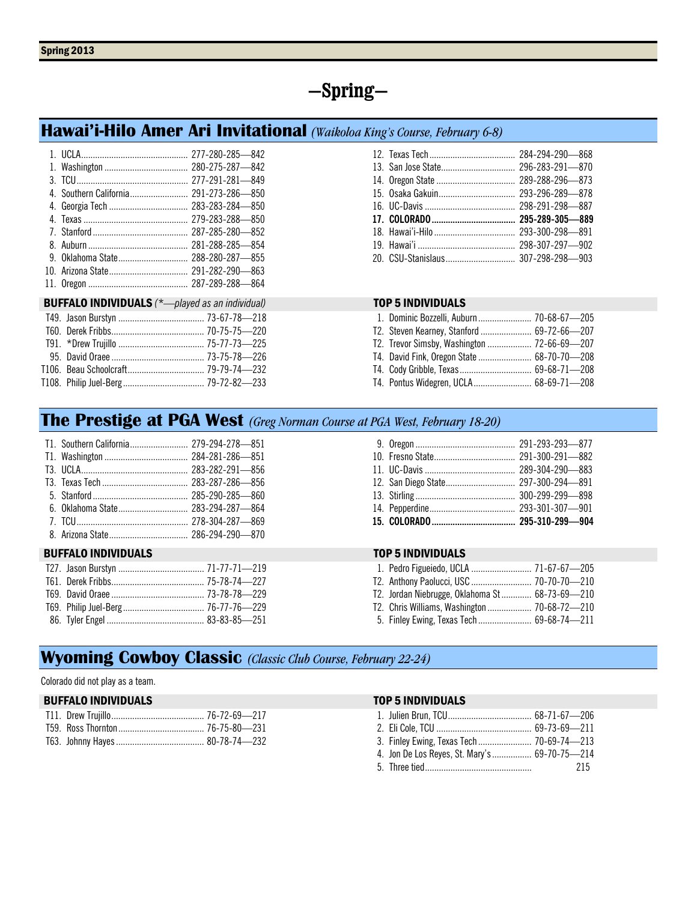# —Spring—

## Hawai'i-Hilo Amer Ari Invitational *(Waikoloa King's Course, February 6-8)*

| Pos. | Team | Scores |
|---|---|---|
| 1. | UCLA | 277-280-285—842 |
| 1. | Washington | 280-275-287—842 |
| 3. | TCU | 277-291-281—849 |
| 4. | Southern California | 291-273-286—850 |
| 4. | Georgia Tech | 283-283-284—850 |
| 4. | Texas | 279-283-288—850 |
| 7. | Stanford | 287-285-280—852 |
| 8. | Auburn | 281-288-285—854 |
| 9. | Oklahoma State | 288-280-287—855 |
| 10. | Arizona State | 291-282-290—863 |
| 11. | Oregon | 287-289-288—864 |
| 12. | Texas Tech | 284-294-290—868 |
| 13. | San Jose State | 296-283-291—870 |
| 14. | Oregon State | 289-288-296—873 |
| 15. | Osaka Gakuin | 293-296-289—878 |
| 16. | UC-Davis | 298-291-298—887 |
| **17.** | **COLORADO** | **295-289-305—889** |
| 18. | Hawai'i-Hilo | 293-300-298—891 |
| 19. | Hawai'i | 298-307-297—902 |
| 20. | CSU-Stanislaus | 307-298-298—903 |

### BUFFALO INDIVIDUALS *(*—played as an individual)*

| Pos. | Player | Scores |
|---|---|---|
| T49. | Jason Burstyn | 73-67-78—218 |
| T60. | Derek Fribbs | 70-75-75—220 |
| T91. | *Drew Trujillo | 75-77-73—225 |
| 95. | David Oraee | 73-75-78—226 |
| T106. | Beau Schoolcraft | 79-79-74—232 |
| T108. | Philip Juel-Berg | 79-72-82—233 |

### TOP 5 INDIVIDUALS

| Pos. | Player | Scores |
|---|---|---|
| 1. | Dominic Bozzelli, Auburn | 70-68-67—205 |
| T2. | Steven Kearney, Stanford | 69-72-66—207 |
| T2. | Trevor Simsby, Washington | 72-66-69—207 |
| T4. | David Fink, Oregon State | 68-70-70—208 |
| T4. | Cody Gribble, Texas | 69-68-71—208 |
| T4. | Pontus Widegren, UCLA | 68-69-71—208 |

## The Prestige at PGA West *(Greg Norman Course at PGA West, February 18-20)*

| Pos. | Team | Scores |
|---|---|---|
| T1. | Southern California | 279-294-278—851 |
| T1. | Washington | 284-281-286—851 |
| T3. | UCLA | 283-282-291—856 |
| T3. | Texas Tech | 283-287-286—856 |
| 5. | Stanford | 285-290-285—860 |
| 6. | Oklahoma State | 283-294-287—864 |
| 7. | TCU | 278-304-287—869 |
| 8. | Arizona State | 286-294-290—870 |
| 9. | Oregon | 291-293-293—877 |
| 10. | Fresno State | 291-300-291—882 |
| 11. | UC-Davis | 289-304-290—883 |
| 12. | San Diego State | 297-300-294—891 |
| 13. | Stirling | 300-299-299—898 |
| 14. | Pepperdine | 293-301-307—901 |
| **15.** | **COLORADO** | **295-310-299—904** |

### BUFFALO INDIVIDUALS

| Pos. | Player | Scores |
|---|---|---|
| T27. | Jason Burstyn | 71-77-71—219 |
| T61. | Derek Fribbs | 75-78-74—227 |
| T69. | David Oraee | 73-78-78—229 |
| T69. | Philip Juel-Berg | 76-77-76—229 |
| 86. | Tyler Engel | 83-83-85—251 |

### TOP 5 INDIVIDUALS

| Pos. | Player | Scores |
|---|---|---|
| 1. | Pedro Figueiedo, UCLA | 71-67-67—205 |
| T2. | Anthony Paolucci, USC | 70-70-70—210 |
| T2. | Jordan Niebrugge, Oklahoma St | 68-73-69—210 |
| T2. | Chris Williams, Washington | 70-68-72—210 |
| 5. | Finley Ewing, Texas Tech | 69-68-74—211 |

## Wyoming Cowboy Classic *(Classic Club Course, February 22-24)*

Colorado did not play as a team.

### BUFFALO INDIVIDUALS

| Pos. | Player | Scores |
|---|---|---|
| T11. | Drew Trujillo | 76-72-69—217 |
| T59. | Ross Thornton | 76-75-80—231 |
| T63. | Johnny Hayes | 80-78-74—232 |

### TOP 5 INDIVIDUALS

| Pos. | Player | Scores |
|---|---|---|
| 1. | Julien Brun, TCU | 68-71-67—206 |
| 2. | Eli Cole, TCU | 69-73-69—211 |
| 3. | Finley Ewing, Texas Tech | 70-69-74—213 |
| 4. | Jon De Los Reyes, St. Mary's | 69-70-75—214 |
| 5. | Three tied | 215 |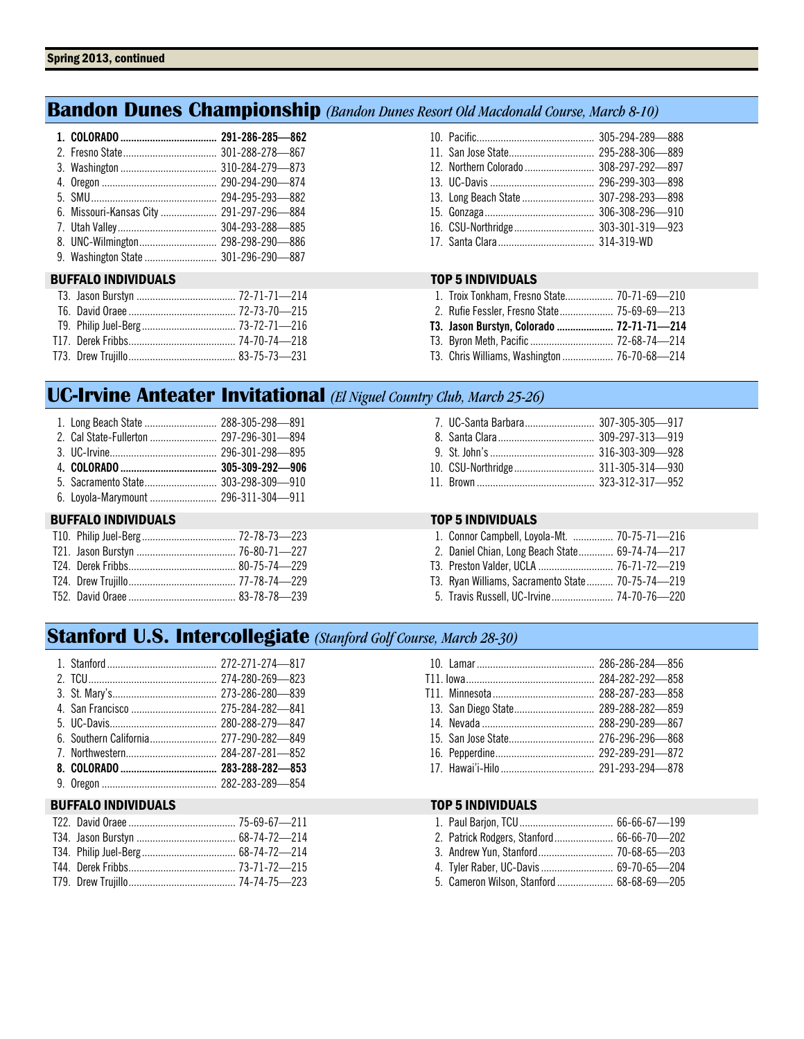**Spring 2013, continued**

## Bandon Dunes Championship *(Bandon Dunes Resort Old Macdonald Course, March 8-10)*

| Place | Team | Scores |
|---|---|---|
| **1.** | **COLORADO** | **291-286-285—862** |
| 2. | Fresno State | 301-288-278—867 |
| 3. | Washington | 310-284-279—873 |
| 4. | Oregon | 290-294-290—874 |
| 5. | SMU | 294-295-293—882 |
| 6. | Missouri-Kansas City | 291-297-296—884 |
| 7. | Utah Valley | 304-293-288—885 |
| 8. | UNC-Wilmington | 298-298-290—886 |
| 9. | Washington State | 301-296-290—887 |
| 10. | Pacific | 305-294-289—888 |
| 11. | San Jose State | 295-288-306—889 |
| 12. | Northern Colorado | 308-297-292—897 |
| 13. | UC-Davis | 296-299-303—898 |
| 13. | Long Beach State | 307-298-293—898 |
| 15. | Gonzaga | 306-308-296—910 |
| 16. | CSU-Northridge | 303-301-319—923 |
| 17. | Santa Clara | 314-319-WD |

### BUFFALO INDIVIDUALS

| Place | Player | Scores |
|---|---|---|
| T3. | Jason Burstyn | 72-71-71—214 |
| T6. | David Oraee | 72-73-70—215 |
| T9. | Philip Juel-Berg | 73-72-71—216 |
| T17. | Derek Fribbs | 74-70-74—218 |
| T73. | Drew Trujillo | 83-75-73—231 |

### TOP 5 INDIVIDUALS

| Place | Player | Scores |
|---|---|---|
| 1. | Troix Tonkham, Fresno State | 70-71-69—210 |
| 2. | Rufie Fessler, Fresno State | 75-69-69—213 |
| **T3.** | **Jason Burstyn, Colorado** | **72-71-71—214** |
| T3. | Byron Meth, Pacific | 72-68-74—214 |
| T3. | Chris Williams, Washington | 76-70-68—214 |

## UC-Irvine Anteater Invitational *(El Niguel Country Club, March 25-26)*

| Place | Team | Scores |
|---|---|---|
| 1. | Long Beach State | 288-305-298—891 |
| 2. | Cal State-Fullerton | 297-296-301—894 |
| 3. | UC-Irvine | 296-301-298—895 |
| **4.** | **COLORADO** | **305-309-292—906** |
| 5. | Sacramento State | 303-298-309—910 |
| 6. | Loyola-Marymount | 296-311-304—911 |
| 7. | UC-Santa Barbara | 307-305-305—917 |
| 8. | Santa Clara | 309-297-313—919 |
| 9. | St. John's | 316-303-309—928 |
| 10. | CSU-Northridge | 311-305-314—930 |
| 11. | Brown | 323-312-317—952 |

### BUFFALO INDIVIDUALS

| Place | Player | Scores |
|---|---|---|
| T10. | Philip Juel-Berg | 72-78-73—223 |
| T21. | Jason Burstyn | 76-80-71—227 |
| T24. | Derek Fribbs | 80-75-74—229 |
| T24. | Drew Trujillo | 77-78-74—229 |
| T52. | David Oraee | 83-78-78—239 |

### TOP 5 INDIVIDUALS

| Place | Player | Scores |
|---|---|---|
| 1. | Connor Campbell, Loyola-Mt. | 70-75-71—216 |
| 2. | Daniel Chian, Long Beach State | 69-74-74—217 |
| T3. | Preston Valder, UCLA | 76-71-72—219 |
| T3. | Ryan Williams, Sacramento State | 70-75-74—219 |
| 5. | Travis Russell, UC-Irvine | 74-70-76—220 |

## Stanford U.S. Intercollegiate *(Stanford Golf Course, March 28-30)*

| Place | Team | Scores |
|---|---|---|
| 1. | Stanford | 272-271-274—817 |
| 2. | TCU | 274-280-269—823 |
| 3. | St. Mary's | 273-286-280—839 |
| 4. | San Francisco | 275-284-282—841 |
| 5. | UC-Davis | 280-288-279—847 |
| 6. | Southern California | 277-290-282—849 |
| 7. | Northwestern | 284-287-281—852 |
| **8.** | **COLORADO** | **283-288-282—853** |
| 9. | Oregon | 282-283-289—854 |
| 10. | Lamar | 286-286-284—856 |
| T11. | Iowa | 284-282-292—858 |
| T11. | Minnesota | 288-287-283—858 |
| 13. | San Diego State | 289-288-282—859 |
| 14. | Nevada | 288-290-289—867 |
| 15. | San Jose State | 276-296-296—868 |
| 16. | Pepperdine | 292-289-291—872 |
| 17. | Hawai'i-Hilo | 291-293-294—878 |

### BUFFALO INDIVIDUALS

| Place | Player | Scores |
|---|---|---|
| T22. | David Oraee | 75-69-67—211 |
| T34. | Jason Burstyn | 68-74-72—214 |
| T34. | Philip Juel-Berg | 68-74-72—214 |
| T44. | Derek Fribbs | 73-71-72—215 |
| T79. | Drew Trujillo | 74-74-75—223 |

### TOP 5 INDIVIDUALS

| Place | Player | Scores |
|---|---|---|
| 1. | Paul Barjon, TCU | 66-66-67—199 |
| 2. | Patrick Rodgers, Stanford | 66-66-70—202 |
| 3. | Andrew Yun, Stanford | 70-68-65—203 |
| 4. | Tyler Raber, UC-Davis | 69-70-65—204 |
| 5. | Cameron Wilson, Stanford | 68-68-69—205 |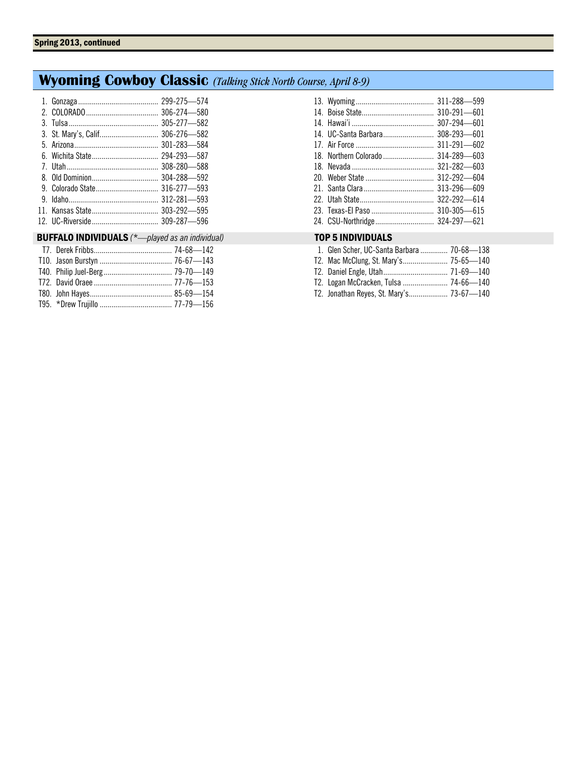Spring 2013, continued

## Wyoming Cowboy Classic *(Talking Stick North Course, April 8-9)*

| | | |
|---|---|---|
| 1. | Gonzaga | 299-275—574 |
| 2. | COLORADO | 306-274—580 |
| 3. | Tulsa | 305-277—582 |
| 3. | St. Mary's, Calif. | 306-276—582 |
| 5. | Arizona | 301-283—584 |
| 6. | Wichita State | 294-293—587 |
| 7. | Utah | 308-280—588 |
| 8. | Old Dominion | 304-288—592 |
| 9. | Colorado State | 316-277—593 |
| 9. | Idaho | 312-281—593 |
| 11. | Kansas State | 303-292—595 |
| 12. | UC-Riverside | 309-287—596 |
| 13. | Wyoming | 311-288—599 |
| 14. | Boise State | 310-291—601 |
| 14. | Hawai'i | 307-294—601 |
| 14. | UC-Santa Barbara | 308-293—601 |
| 17. | Air Force | 311-291—602 |
| 18. | Northern Colorado | 314-289—603 |
| 18. | Nevada | 321-282—603 |
| 20. | Weber State | 312-292—604 |
| 21. | Santa Clara | 313-296—609 |
| 22. | Utah State | 322-292—614 |
| 23. | Texas-El Paso | 310-305—615 |
| 24. | CSU-Northridge | 324-297—621 |

### BUFFALO INDIVIDUALS *(*—played as an individual)*

| | | |
|---|---|---|
| T7. | Derek Fribbs | 74-68—142 |
| T10. | Jason Burstyn | 76-67—143 |
| T40. | Philip Juel-Berg | 79-70—149 |
| T72. | David Oraee | 77-76—153 |
| T80. | John Hayes | 85-69—154 |
| T95. | *Drew Trujillo | 77-79—156 |

### TOP 5 INDIVIDUALS

| | | |
|---|---|---|
| 1. | Glen Scher, UC-Santa Barbara | 70-68—138 |
| T2. | Mac McClung, St. Mary's | 75-65—140 |
| T2. | Daniel Engle, Utah | 71-69—140 |
| T2. | Logan McCracken, Tulsa | 74-66—140 |
| T2. | Jonathan Reyes, St. Mary's | 73-67—140 |